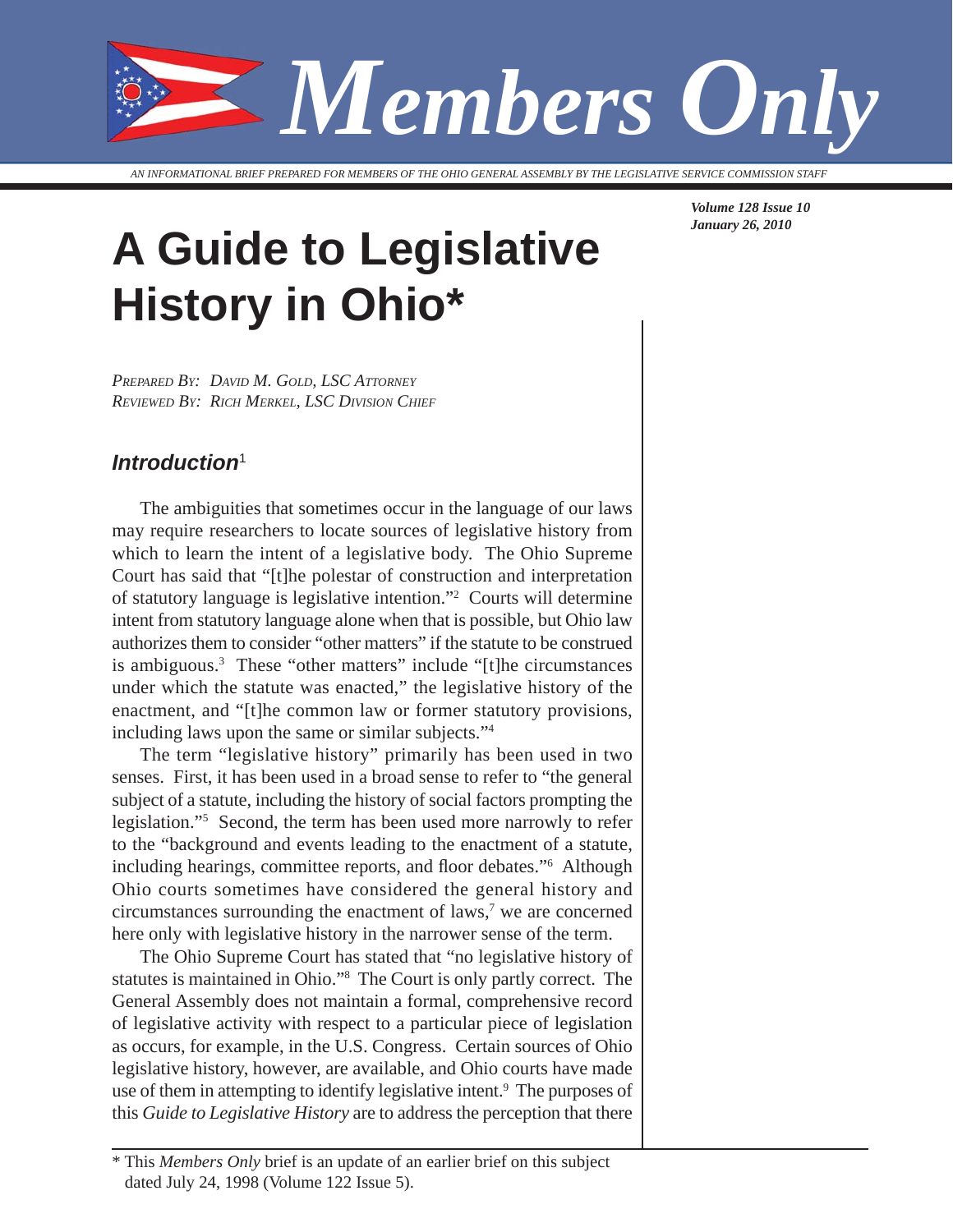# Members Only

*AN INFORMATIONAL BRIEF PREPARED FOR MEMBERS OF THE OHIO GENERAL ASSEMBLY BY THE LEGISLATIVE SERVICE COMMISSION STAFF*

***Volume 128 Issue 10***
***January 26, 2010***

# A Guide to Legislative History in Ohio*

*PREPARED BY: DAVID M. GOLD, LSC ATTORNEY*
*REVIEWED BY: RICH MERKEL, LSC DIVISION CHIEF*

## *Introduction*[1]

The ambiguities that sometimes occur in the language of our laws may require researchers to locate sources of legislative history from which to learn the intent of a legislative body. The Ohio Supreme Court has said that "[t]he polestar of construction and interpretation of statutory language is legislative intention."[2] Courts will determine intent from statutory language alone when that is possible, but Ohio law authorizes them to consider "other matters" if the statute to be construed is ambiguous.[3] These "other matters" include "[t]he circumstances under which the statute was enacted," the legislative history of the enactment, and "[t]he common law or former statutory provisions, including laws upon the same or similar subjects."[4]

The term "legislative history" primarily has been used in two senses. First, it has been used in a broad sense to refer to "the general subject of a statute, including the history of social factors prompting the legislation."[5] Second, the term has been used more narrowly to refer to the "background and events leading to the enactment of a statute, including hearings, committee reports, and floor debates."[6] Although Ohio courts sometimes have considered the general history and circumstances surrounding the enactment of laws,[7] we are concerned here only with legislative history in the narrower sense of the term.

The Ohio Supreme Court has stated that "no legislative history of statutes is maintained in Ohio."[8] The Court is only partly correct. The General Assembly does not maintain a formal, comprehensive record of legislative activity with respect to a particular piece of legislation as occurs, for example, in the U.S. Congress. Certain sources of Ohio legislative history, however, are available, and Ohio courts have made use of them in attempting to identify legislative intent.[9] The purposes of this *Guide to Legislative History* are to address the perception that there

---

\* This *Members Only* brief is an update of an earlier brief on this subject dated July 24, 1998 (Volume 122 Issue 5).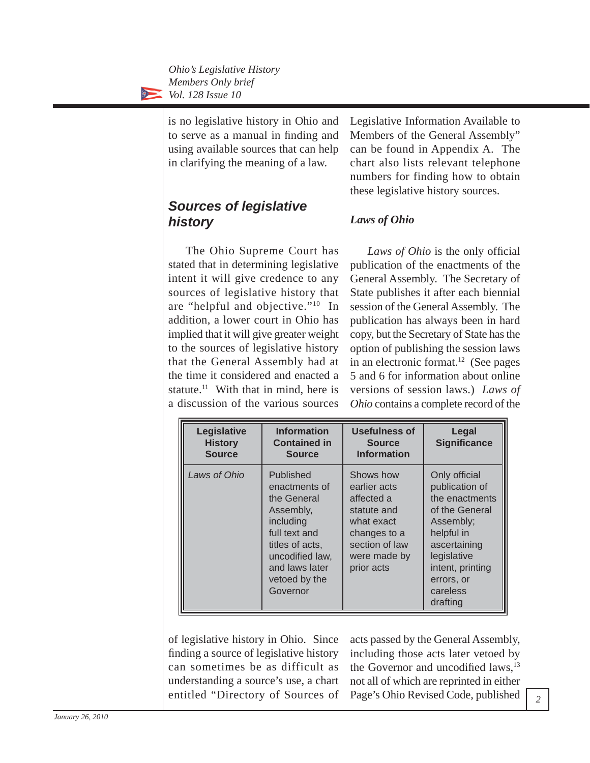is no legislative history in Ohio and to serve as a manual in finding and using available sources that can help in clarifying the meaning of a law.

## *Sources of legislative history*

The Ohio Supreme Court has stated that in determining legislative intent it will give credence to any sources of legislative history that are "helpful and objective."[10] In addition, a lower court in Ohio has implied that it will give greater weight to the sources of legislative history that the General Assembly had at the time it considered and enacted a statute.[11] With that in mind, here is a discussion of the various sources of legislative history in Ohio. Since finding a source of legislative history can sometimes be as difficult as understanding a source's use, a chart entitled "Directory of Sources of Legislative Information Available to Members of the General Assembly" can be found in Appendix A. The chart also lists relevant telephone numbers for finding how to obtain these legislative history sources.

### *Laws of Ohio*

*Laws of Ohio* is the only official publication of the enactments of the General Assembly. The Secretary of State publishes it after each biennial session of the General Assembly. The publication has always been in hard copy, but the Secretary of State has the option of publishing the session laws in an electronic format.[12] (See pages 5 and 6 for information about online versions of session laws.) *Laws of Ohio* contains a complete record of the acts passed by the General Assembly, including those acts later vetoed by the Governor and uncodified laws,[13] not all of which are reprinted in either Page's Ohio Revised Code, published

| Legislative History Source | Information Contained in Source | Usefulness of Source Information | Legal Significance |
|---|---|---|---|
| *Laws of Ohio* | Published enactments of the General Assembly, including full text and titles of acts, uncodified law, and laws later vetoed by the Governor | Shows how earlier acts affected a statute and what exact changes to a section of law were made by prior acts | Only official publication of the enactments of the General Assembly; helpful in ascertaining legislative intent, printing errors, or careless drafting |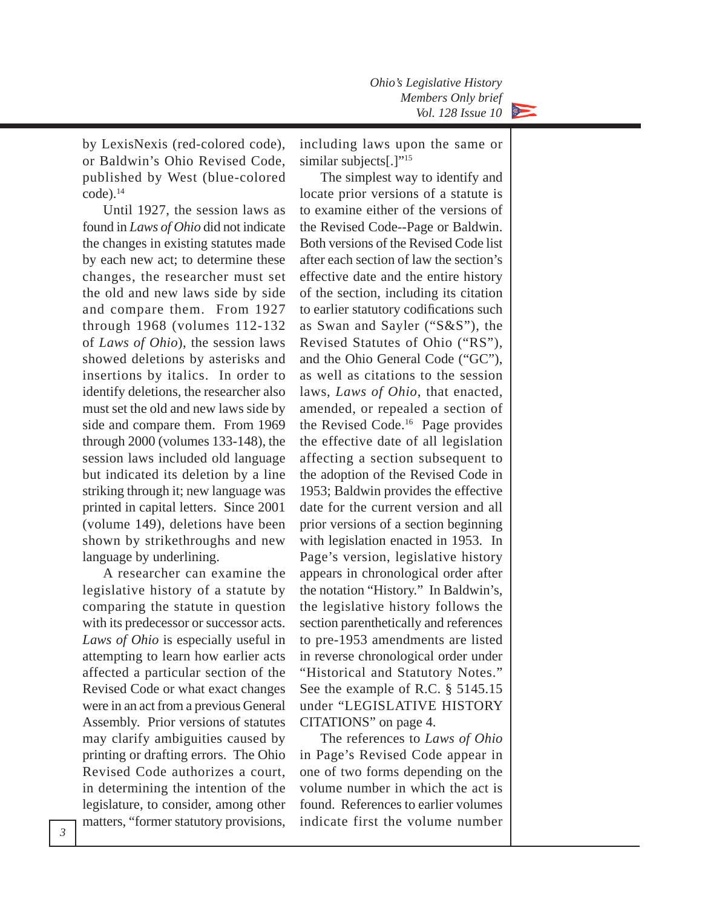by LexisNexis (red-colored code), or Baldwin's Ohio Revised Code, published by West (blue-colored code).[14]

Until 1927, the session laws as found in *Laws of Ohio* did not indicate the changes in existing statutes made by each new act; to determine these changes, the researcher must set the old and new laws side by side and compare them. From 1927 through 1968 (volumes 112-132 of *Laws of Ohio*), the session laws showed deletions by asterisks and insertions by italics. In order to identify deletions, the researcher also must set the old and new laws side by side and compare them. From 1969 through 2000 (volumes 133-148), the session laws included old language but indicated its deletion by a line striking through it; new language was printed in capital letters. Since 2001 (volume 149), deletions have been shown by strikethroughs and new language by underlining.

A researcher can examine the legislative history of a statute by comparing the statute in question with its predecessor or successor acts. *Laws of Ohio* is especially useful in attempting to learn how earlier acts affected a particular section of the Revised Code or what exact changes were in an act from a previous General Assembly. Prior versions of statutes may clarify ambiguities caused by printing or drafting errors. The Ohio Revised Code authorizes a court, in determining the intention of the legislature, to consider, among other matters, "former statutory provisions, including laws upon the same or similar subjects[.]"[15]

The simplest way to identify and locate prior versions of a statute is to examine either of the versions of the Revised Code--Page or Baldwin. Both versions of the Revised Code list after each section of law the section's effective date and the entire history of the section, including its citation to earlier statutory codifications such as Swan and Sayler ("S&S"), the Revised Statutes of Ohio ("RS"), and the Ohio General Code ("GC"), as well as citations to the session laws, *Laws of Ohio*, that enacted, amended, or repealed a section of the Revised Code.[16] Page provides the effective date of all legislation affecting a section subsequent to the adoption of the Revised Code in 1953; Baldwin provides the effective date for the current version and all prior versions of a section beginning with legislation enacted in 1953. In Page's version, legislative history appears in chronological order after the notation "History." In Baldwin's, the legislative history follows the section parenthetically and references to pre-1953 amendments are listed in reverse chronological order under "Historical and Statutory Notes." See the example of R.C. § 5145.15 under "LEGISLATIVE HISTORY CITATIONS" on page 4.

The references to *Laws of Ohio* in Page's Revised Code appear in one of two forms depending on the volume number in which the act is found. References to earlier volumes indicate first the volume number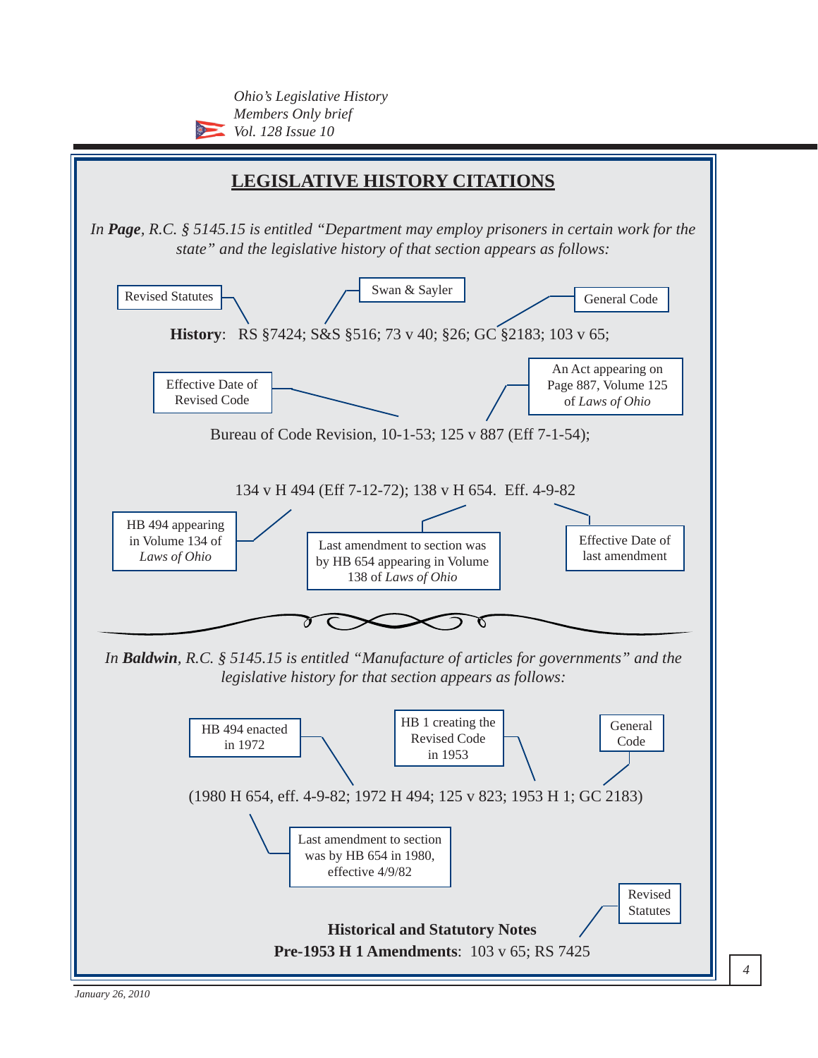## LEGISLATIVE HISTORY CITATIONS

*In **Page**, R.C. § 5145.15 is entitled "Department may employ prisoners in certain work for the state" and the legislative history of that section appears as follows:*

Revised Statutes

Swan & Sayler

General Code

**History**: RS §7424; S&S §516; 73 v 40; §26; GC §2183; 103 v 65;

Effective Date of Revised Code

An Act appearing on Page 887, Volume 125 of *Laws of Ohio*

Bureau of Code Revision, 10-1-53; 125 v 887 (Eff 7-1-54);

134 v H 494 (Eff 7-12-72); 138 v H 654. Eff. 4-9-82

HB 494 appearing in Volume 134 of *Laws of Ohio*

Last amendment to section was by HB 654 appearing in Volume 138 of *Laws of Ohio*

Effective Date of last amendment

*In **Baldwin**, R.C. § 5145.15 is entitled "Manufacture of articles for governments" and the legislative history for that section appears as follows:*

HB 494 enacted in 1972

HB 1 creating the Revised Code in 1953

General Code

(1980 H 654, eff. 4-9-82; 1972 H 494; 125 v 823; 1953 H 1; GC 2183)

Last amendment to section was by HB 654 in 1980, effective 4/9/82

Revised Statutes

**Historical and Statutory Notes**

**Pre-1953 H 1 Amendments**: 103 v 65; RS 7425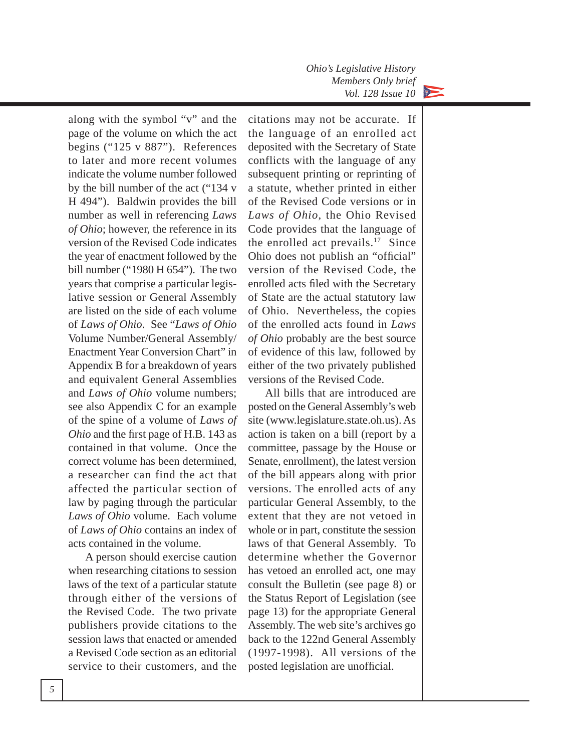along with the symbol "v" and the page of the volume on which the act begins ("125 v 887"). References to later and more recent volumes indicate the volume number followed by the bill number of the act ("134 v H 494"). Baldwin provides the bill number as well in referencing *Laws of Ohio*; however, the reference in its version of the Revised Code indicates the year of enactment followed by the bill number ("1980 H 654"). The two years that comprise a particular legislative session or General Assembly are listed on the side of each volume of *Laws of Ohio*. See "*Laws of Ohio* Volume Number/General Assembly/ Enactment Year Conversion Chart" in Appendix B for a breakdown of years and equivalent General Assemblies and *Laws of Ohio* volume numbers; see also Appendix C for an example of the spine of a volume of *Laws of Ohio* and the first page of H.B. 143 as contained in that volume. Once the correct volume has been determined, a researcher can find the act that affected the particular section of law by paging through the particular *Laws of Ohio* volume. Each volume of *Laws of Ohio* contains an index of acts contained in the volume.

A person should exercise caution when researching citations to session laws of the text of a particular statute through either of the versions of the Revised Code. The two private publishers provide citations to the session laws that enacted or amended a Revised Code section as an editorial service to their customers, and the citations may not be accurate. If the language of an enrolled act deposited with the Secretary of State conflicts with the language of any subsequent printing or reprinting of a statute, whether printed in either of the Revised Code versions or in *Laws of Ohio*, the Ohio Revised Code provides that the language of the enrolled act prevails.[17] Since Ohio does not publish an "official" version of the Revised Code, the enrolled acts filed with the Secretary of State are the actual statutory law of Ohio. Nevertheless, the copies of the enrolled acts found in *Laws of Ohio* probably are the best source of evidence of this law, followed by either of the two privately published versions of the Revised Code.

All bills that are introduced are posted on the General Assembly's web site (www.legislature.state.oh.us). As action is taken on a bill (report by a committee, passage by the House or Senate, enrollment), the latest version of the bill appears along with prior versions. The enrolled acts of any particular General Assembly, to the extent that they are not vetoed in whole or in part, constitute the session laws of that General Assembly. To determine whether the Governor has vetoed an enrolled act, one may consult the Bulletin (see page 8) or the Status Report of Legislation (see page 13) for the appropriate General Assembly. The web site's archives go back to the 122nd General Assembly (1997-1998). All versions of the posted legislation are unofficial.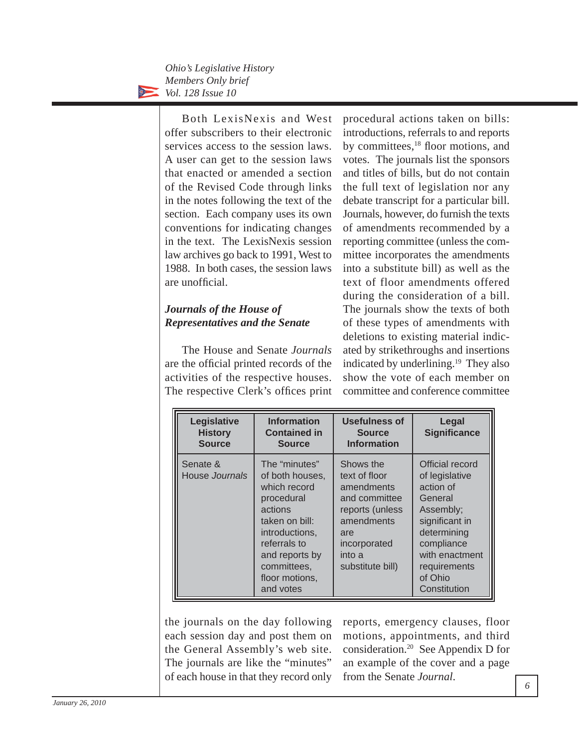Both LexisNexis and West offer subscribers to their electronic services access to the session laws. A user can get to the session laws that enacted or amended a section of the Revised Code through links in the notes following the text of the section. Each company uses its own conventions for indicating changes in the text. The LexisNexis session law archives go back to 1991, West to 1988. In both cases, the session laws are unofficial.

### *Journals of the House of Representatives and the Senate*

The House and Senate *Journals* are the official printed records of the activities of the respective houses. The respective Clerk's offices print the journals on the day following each session day and post them on the General Assembly's web site. The journals are like the "minutes" of each house in that they record only procedural actions taken on bills: introductions, referrals to and reports by committees,[18] floor motions, and votes. The journals list the sponsors and titles of bills, but do not contain the full text of legislation nor any debate transcript for a particular bill. Journals, however, do furnish the texts of amendments recommended by a reporting committee (unless the committee incorporates the amendments into a substitute bill) as well as the text of floor amendments offered during the consideration of a bill. The journals show the texts of both of these types of amendments with deletions to existing material indicated by strikethroughs and insertions indicated by underlining.[19] They also show the vote of each member on committee and conference committee reports, emergency clauses, floor motions, appointments, and third consideration.[20] See Appendix D for an example of the cover and a page from the Senate *Journal*.

| Legislative History Source | Information Contained in Source | Usefulness of Source Information | Legal Significance |
|---|---|---|---|
| Senate & House *Journals* | The "minutes" of both houses, which record procedural actions taken on bill: introductions, referrals to and reports by committees, floor motions, and votes | Shows the text of floor amendments and committee reports (unless amendments are incorporated into a substitute bill) | Official record of legislative action of General Assembly; significant in determining compliance with enactment requirements of Ohio Constitution |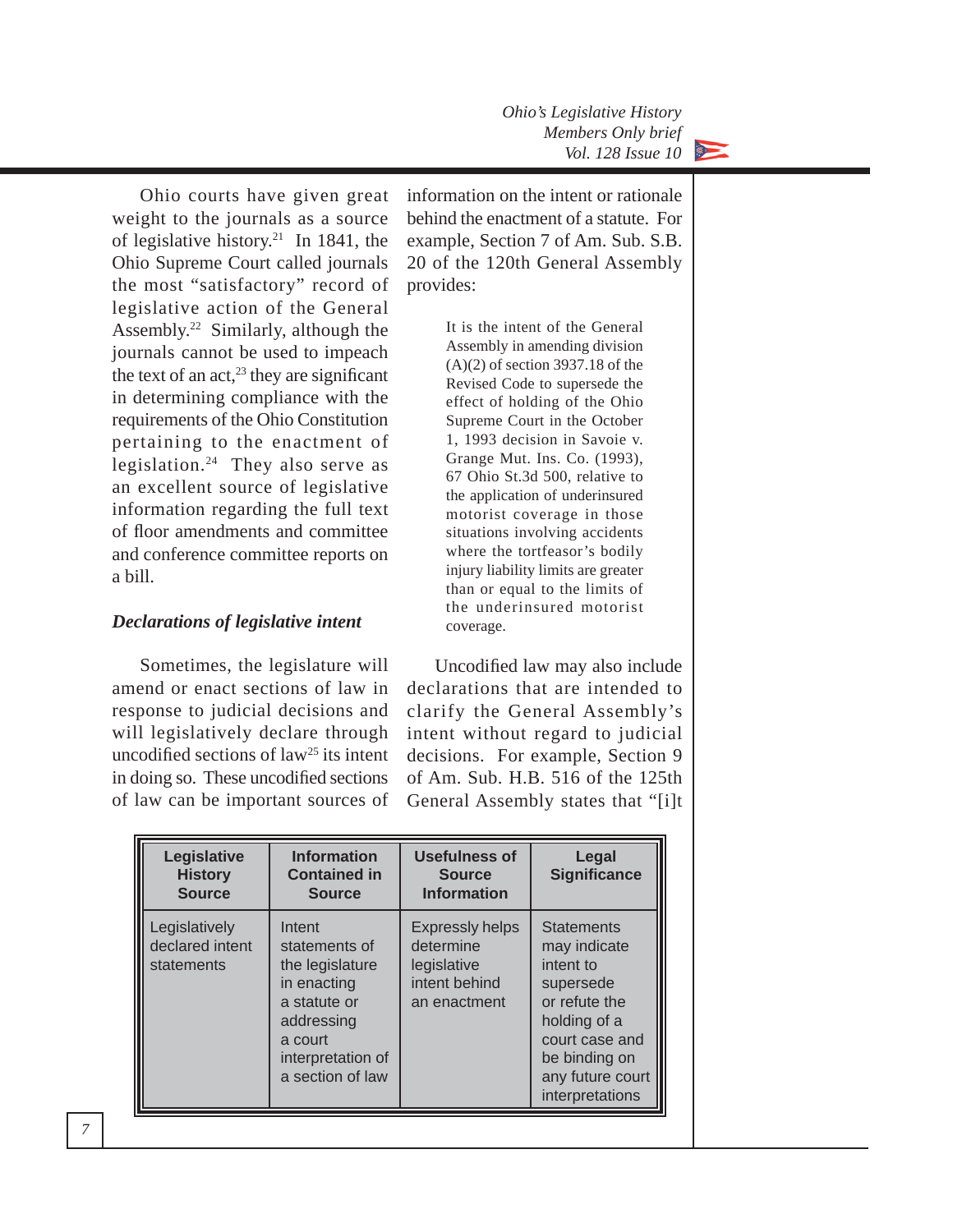Ohio courts have given great weight to the journals as a source of legislative history.[21] In 1841, the Ohio Supreme Court called journals the most "satisfactory" record of legislative action of the General Assembly.[22] Similarly, although the journals cannot be used to impeach the text of an act,[23] they are significant in determining compliance with the requirements of the Ohio Constitution pertaining to the enactment of legislation.[24] They also serve as an excellent source of legislative information regarding the full text of floor amendments and committee and conference committee reports on a bill.

### *Declarations of legislative intent*

Sometimes, the legislature will amend or enact sections of law in response to judicial decisions and will legislatively declare through uncodified sections of law[25] its intent in doing so. These uncodified sections of law can be important sources of information on the intent or rationale behind the enactment of a statute. For example, Section 7 of Am. Sub. S.B. 20 of the 120th General Assembly provides:

> It is the intent of the General Assembly in amending division (A)(2) of section 3937.18 of the Revised Code to supersede the effect of holding of the Ohio Supreme Court in the October 1, 1993 decision in Savoie v. Grange Mut. Ins. Co. (1993), 67 Ohio St.3d 500, relative to the application of underinsured motorist coverage in those situations involving accidents where the tortfeasor's bodily injury liability limits are greater than or equal to the limits of the underinsured motorist coverage.

Uncodified law may also include declarations that are intended to clarify the General Assembly's intent without regard to judicial decisions. For example, Section 9 of Am. Sub. H.B. 516 of the 125th General Assembly states that "[i]t

| Legislative History Source | Information Contained in Source | Usefulness of Source Information | Legal Significance |
|---|---|---|---|
| Legislatively declared intent statements | Intent statements of the legislature in enacting a statute or addressing a court interpretation of a section of law | Expressly helps determine legislative intent behind an enactment | Statements may indicate intent to supersede or refute the holding of a court case and be binding on any future court interpretations |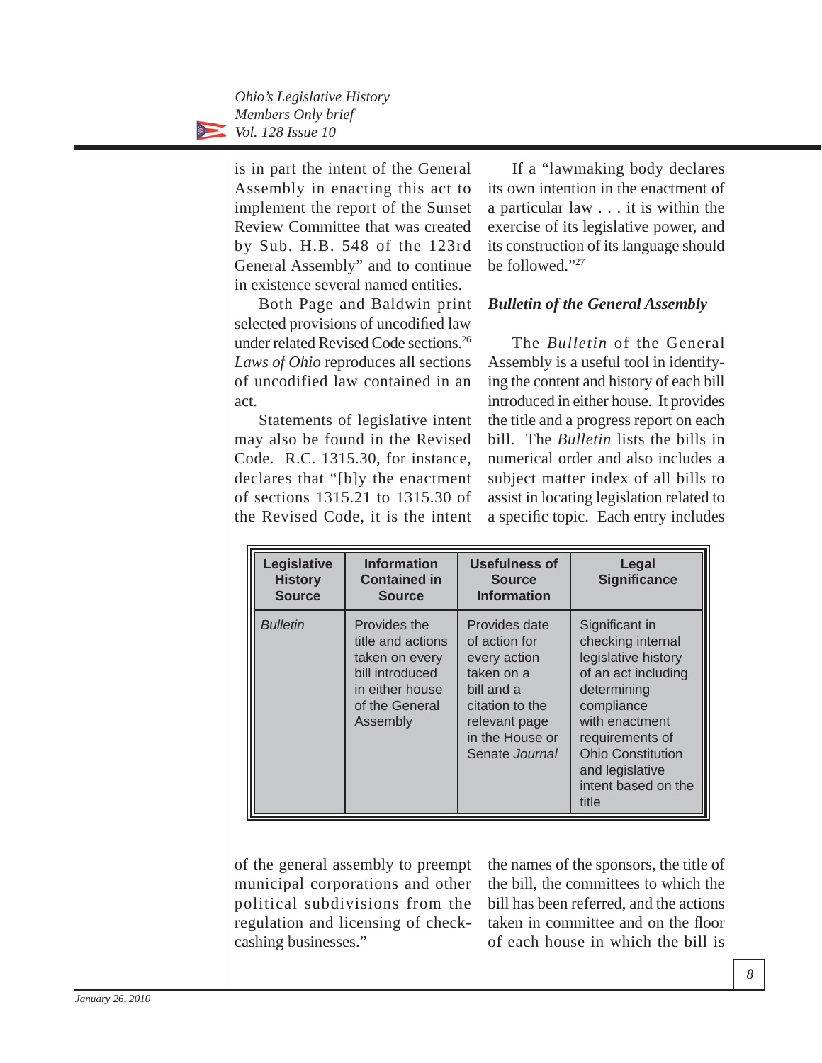is in part the intent of the General Assembly in enacting this act to implement the report of the Sunset Review Committee that was created by Sub. H.B. 548 of the 123rd General Assembly" and to continue in existence several named entities.

Both Page and Baldwin print selected provisions of uncodified law under related Revised Code sections.[26] *Laws of Ohio* reproduces all sections of uncodified law contained in an act.

Statements of legislative intent may also be found in the Revised Code. R.C. 1315.30, for instance, declares that "[b]y the enactment of sections 1315.21 to 1315.30 of the Revised Code, it is the intent of the general assembly to preempt municipal corporations and other political subdivisions from the regulation and licensing of check-cashing businesses."

If a "lawmaking body declares its own intention in the enactment of a particular law . . . it is within the exercise of its legislative power, and its construction of its language should be followed."[27]

### *Bulletin of the General Assembly*

The *Bulletin* of the General Assembly is a useful tool in identifying the content and history of each bill introduced in either house. It provides the title and a progress report on each bill. The *Bulletin* lists the bills in numerical order and also includes a subject matter index of all bills to assist in locating legislation related to a specific topic. Each entry includes the names of the sponsors, the title of the bill, the committees to which the bill has been referred, and the actions taken in committee and on the floor of each house in which the bill is

| Legislative History Source | Information Contained in Source | Usefulness of Source Information | Legal Significance |
|---|---|---|---|
| *Bulletin* | Provides the title and actions taken on every bill introduced in either house of the General Assembly | Provides date of action for every action taken on a bill and a citation to the relevant page in the House or Senate *Journal* | Significant in checking internal legislative history of an act including determining compliance with enactment requirements of Ohio Constitution and legislative intent based on the title |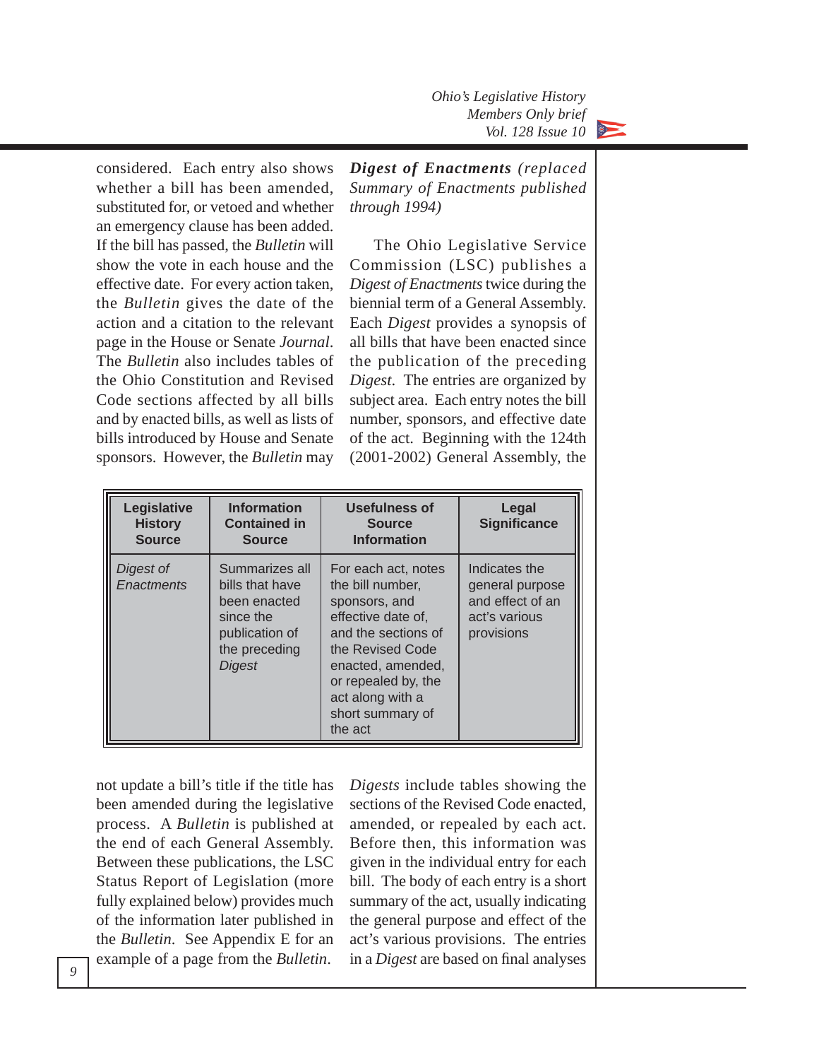considered. Each entry also shows whether a bill has been amended, substituted for, or vetoed and whether an emergency clause has been added. If the bill has passed, the *Bulletin* will show the vote in each house and the effective date. For every action taken, the *Bulletin* gives the date of the action and a citation to the relevant page in the House or Senate *Journal*. The *Bulletin* also includes tables of the Ohio Constitution and Revised Code sections affected by all bills and by enacted bills, as well as lists of bills introduced by House and Senate sponsors. However, the *Bulletin* may not update a bill's title if the title has been amended during the legislative process. A *Bulletin* is published at the end of each General Assembly. Between these publications, the LSC Status Report of Legislation (more fully explained below) provides much of the information later published in the *Bulletin*. See Appendix E for an example of a page from the *Bulletin*.

***Digest of Enactments*** *(replaced Summary of Enactments published through 1994)*

The Ohio Legislative Service Commission (LSC) publishes a *Digest of Enactments* twice during the biennial term of a General Assembly. Each *Digest* provides a synopsis of all bills that have been enacted since the publication of the preceding *Digest*. The entries are organized by subject area. Each entry notes the bill number, sponsors, and effective date of the act. Beginning with the 124th (2001-2002) General Assembly, the *Digests* include tables showing the sections of the Revised Code enacted, amended, or repealed by each act. Before then, this information was given in the individual entry for each bill. The body of each entry is a short summary of the act, usually indicating the general purpose and effect of the act's various provisions. The entries in a *Digest* are based on final analyses

| Legislative History Source | Information Contained in Source | Usefulness of Source Information | Legal Significance |
|---|---|---|---|
| *Digest of Enactments* | Summarizes all bills that have been enacted since the publication of the preceding *Digest* | For each act, notes the bill number, sponsors, and effective date of, and the sections of the Revised Code enacted, amended, or repealed by, the act along with a short summary of the act | Indicates the general purpose and effect of an act's various provisions |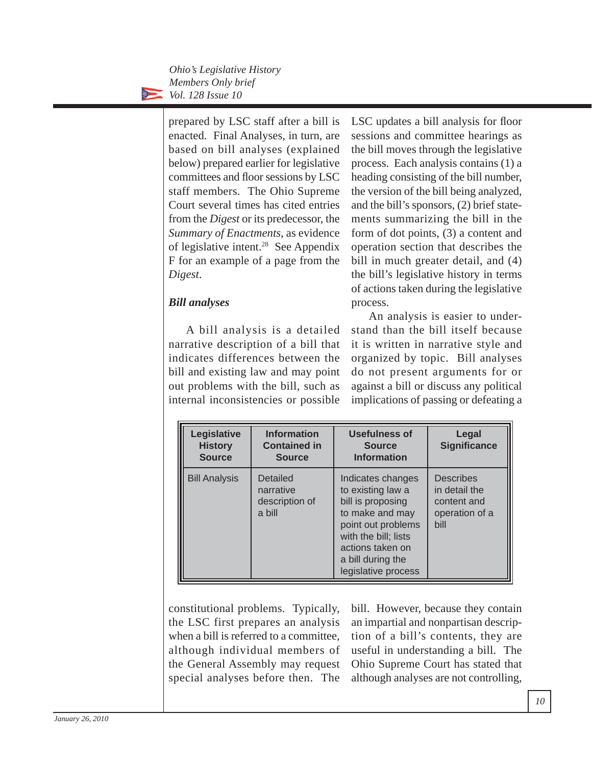prepared by LSC staff after a bill is enacted. Final Analyses, in turn, are based on bill analyses (explained below) prepared earlier for legislative committees and floor sessions by LSC staff members. The Ohio Supreme Court several times has cited entries from the *Digest* or its predecessor, the *Summary of Enactments*, as evidence of legislative intent.[28] See Appendix F for an example of a page from the *Digest*.

### *Bill analyses*

A bill analysis is a detailed narrative description of a bill that indicates differences between the bill and existing law and may point out problems with the bill, such as internal inconsistencies or possible constitutional problems. Typically, the LSC first prepares an analysis when a bill is referred to a committee, although individual members of the General Assembly may request special analyses before then. The LSC updates a bill analysis for floor sessions and committee hearings as the bill moves through the legislative process. Each analysis contains (1) a heading consisting of the bill number, the version of the bill being analyzed, and the bill's sponsors, (2) brief statements summarizing the bill in the form of dot points, (3) a content and operation section that describes the bill in much greater detail, and (4) the bill's legislative history in terms of actions taken during the legislative process.

An analysis is easier to understand than the bill itself because it is written in narrative style and organized by topic. Bill analyses do not present arguments for or against a bill or discuss any political implications of passing or defeating a bill. However, because they contain an impartial and nonpartisan description of a bill's contents, they are useful in understanding a bill. The Ohio Supreme Court has stated that although analyses are not controlling,

| Legislative History Source | Information Contained in Source | Usefulness of Source Information | Legal Significance |
|---|---|---|---|
| Bill Analysis | Detailed narrative description of a bill | Indicates changes to existing law a bill is proposing to make and may point out problems with the bill; lists actions taken on a bill during the legislative process | Describes in detail the content and operation of a bill |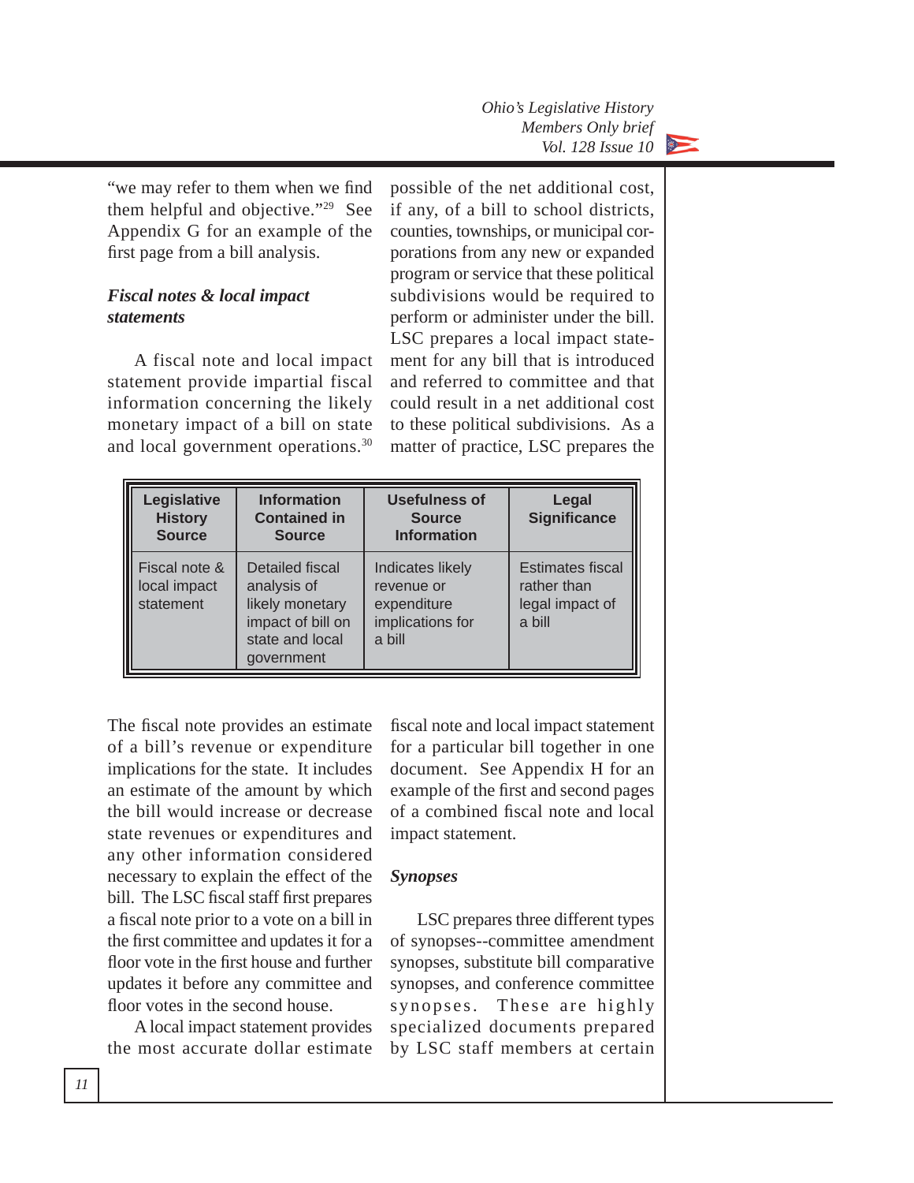"we may refer to them when we find them helpful and objective."[29] See Appendix G for an example of the first page from a bill analysis.

### *Fiscal notes & local impact statements*

A fiscal note and local impact statement provide impartial fiscal information concerning the likely monetary impact of a bill on state and local government operations.[30]

| Legislative History Source | Information Contained in Source | Usefulness of Source Information | Legal Significance |
|---|---|---|---|
| Fiscal note & local impact statement | Detailed fiscal analysis of likely monetary impact of bill on state and local government | Indicates likely revenue or expenditure implications for a bill | Estimates fiscal rather than legal impact of a bill |

The fiscal note provides an estimate of a bill's revenue or expenditure implications for the state. It includes an estimate of the amount by which the bill would increase or decrease state revenues or expenditures and any other information considered necessary to explain the effect of the bill. The LSC fiscal staff first prepares a fiscal note prior to a vote on a bill in the first committee and updates it for a floor vote in the first house and further updates it before any committee and floor votes in the second house.

A local impact statement provides the most accurate dollar estimate possible of the net additional cost, if any, of a bill to school districts, counties, townships, or municipal corporations from any new or expanded program or service that these political subdivisions would be required to perform or administer under the bill. LSC prepares a local impact statement for any bill that is introduced and referred to committee and that could result in a net additional cost to these political subdivisions. As a matter of practice, LSC prepares the fiscal note and local impact statement for a particular bill together in one document. See Appendix H for an example of the first and second pages of a combined fiscal note and local impact statement.

### *Synopses*

LSC prepares three different types of synopses--committee amendment synopses, substitute bill comparative synopses, and conference committee synopses. These are highly specialized documents prepared by LSC staff members at certain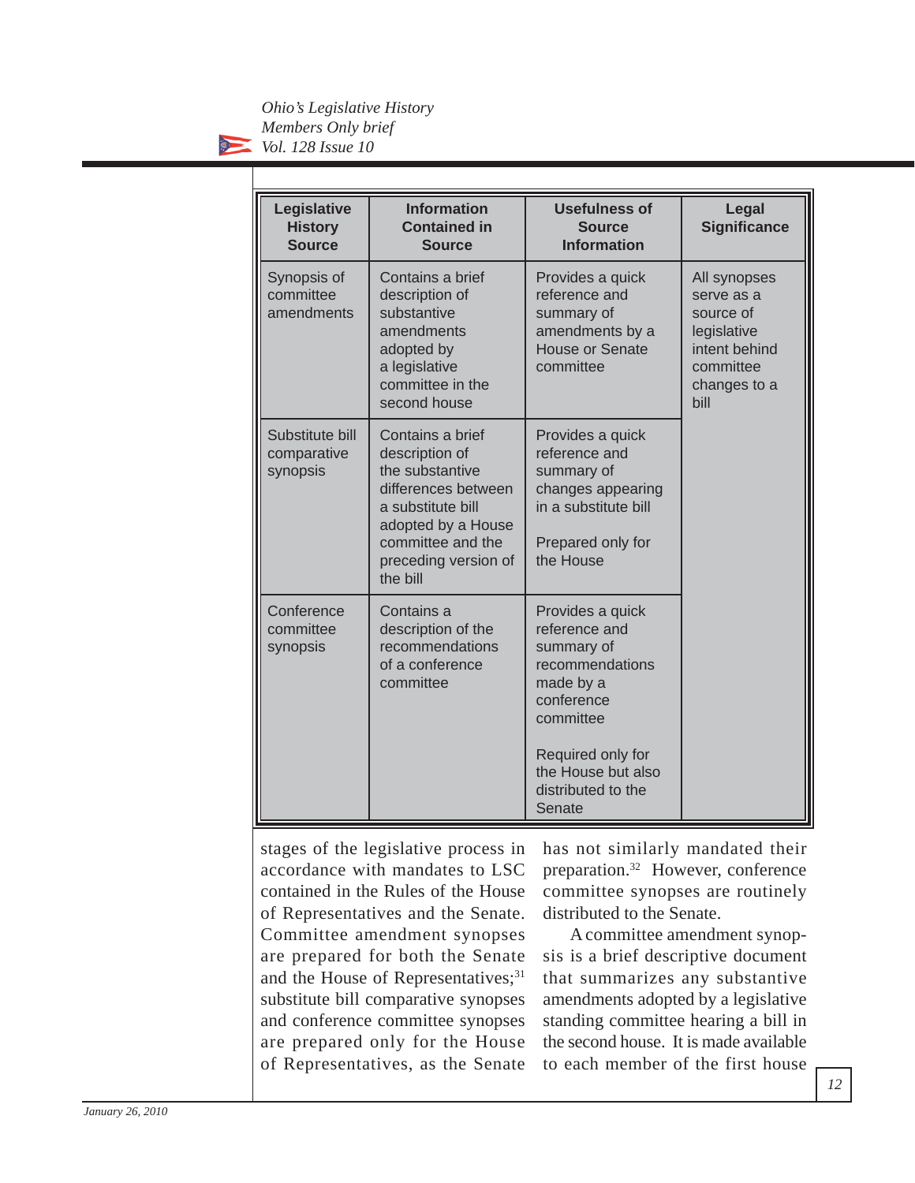| Legislative History Source | Information Contained in Source | Usefulness of Source Information | Legal Significance |
|---|---|---|---|
| Synopsis of committee amendments | Contains a brief description of substantive amendments adopted by a legislative committee in the second house | Provides a quick reference and summary of amendments by a House or Senate committee | All synopses serve as a source of legislative intent behind committee changes to a bill |
| Substitute bill comparative synopsis | Contains a brief description of the substantive differences between a substitute bill adopted by a House committee and the preceding version of the bill | Provides a quick reference and summary of changes appearing in a substitute bill<br><br>Prepared only for the House | |
| Conference committee synopsis | Contains a description of the recommendations of a conference committee | Provides a quick reference and summary of recommendations made by a conference committee<br><br>Required only for the House but also distributed to the Senate | |

stages of the legislative process in accordance with mandates to LSC contained in the Rules of the House of Representatives and the Senate. Committee amendment synopses are prepared for both the Senate and the House of Representatives;[31] substitute bill comparative synopses and conference committee synopses are prepared only for the House of Representatives, as the Senate has not similarly mandated their preparation.[32] However, conference committee synopses are routinely distributed to the Senate.

A committee amendment synopsis is a brief descriptive document that summarizes any substantive amendments adopted by a legislative standing committee hearing a bill in the second house. It is made available to each member of the first house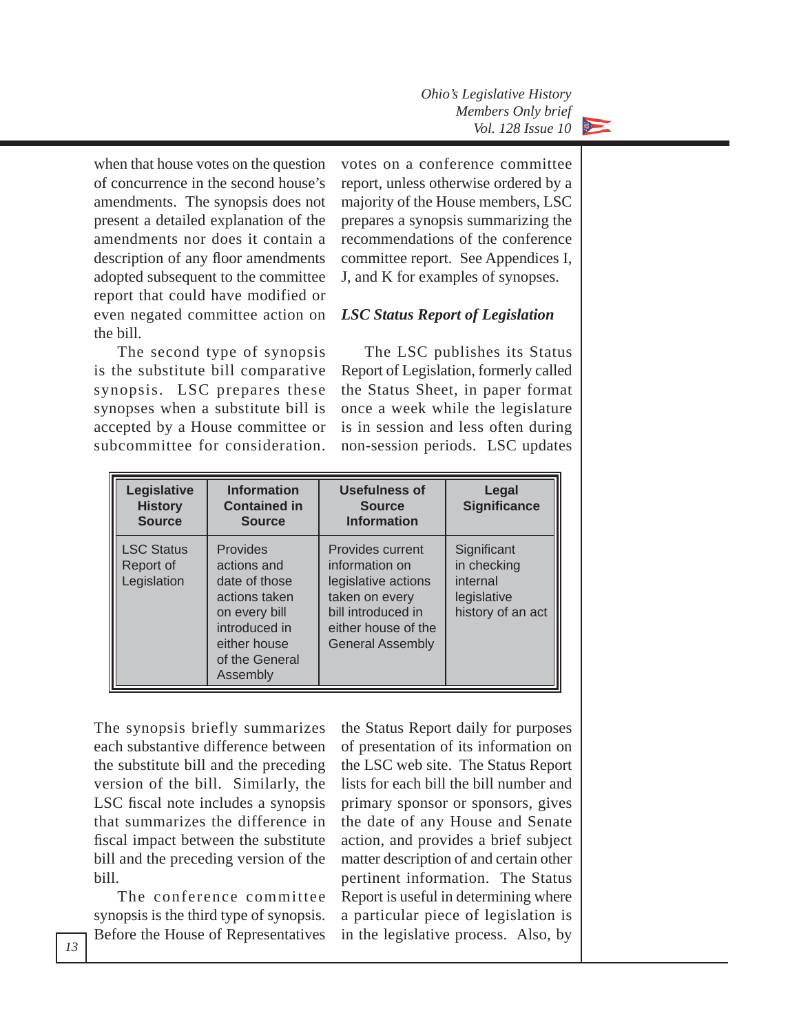when that house votes on the question of concurrence in the second house's amendments. The synopsis does not present a detailed explanation of the amendments nor does it contain a description of any floor amendments adopted subsequent to the committee report that could have modified or even negated committee action on the bill.

The second type of synopsis is the substitute bill comparative synopsis. LSC prepares these synopses when a substitute bill is accepted by a House committee or subcommittee for consideration. The synopsis briefly summarizes each substantive difference between the substitute bill and the preceding version of the bill. Similarly, the LSC fiscal note includes a synopsis that summarizes the difference in fiscal impact between the substitute bill and the preceding version of the bill.

The conference committee synopsis is the third type of synopsis. Before the House of Representatives votes on a conference committee report, unless otherwise ordered by a majority of the House members, LSC prepares a synopsis summarizing the recommendations of the conference committee report. See Appendices I, J, and K for examples of synopses.

### *LSC Status Report of Legislation*

The LSC publishes its Status Report of Legislation, formerly called the Status Sheet, in paper format once a week while the legislature is in session and less often during non-session periods. LSC updates the Status Report daily for purposes of presentation of its information on the LSC web site. The Status Report lists for each bill the bill number and primary sponsor or sponsors, gives the date of any House and Senate action, and provides a brief subject matter description of and certain other pertinent information. The Status Report is useful in determining where a particular piece of legislation is in the legislative process. Also, by

| Legislative History Source | Information Contained in Source | Usefulness of Source Information | Legal Significance |
|---|---|---|---|
| LSC Status Report of Legislation | Provides actions and date of those actions taken on every bill introduced in either house of the General Assembly | Provides current information on legislative actions taken on every bill introduced in either house of the General Assembly | Significant in checking internal legislative history of an act |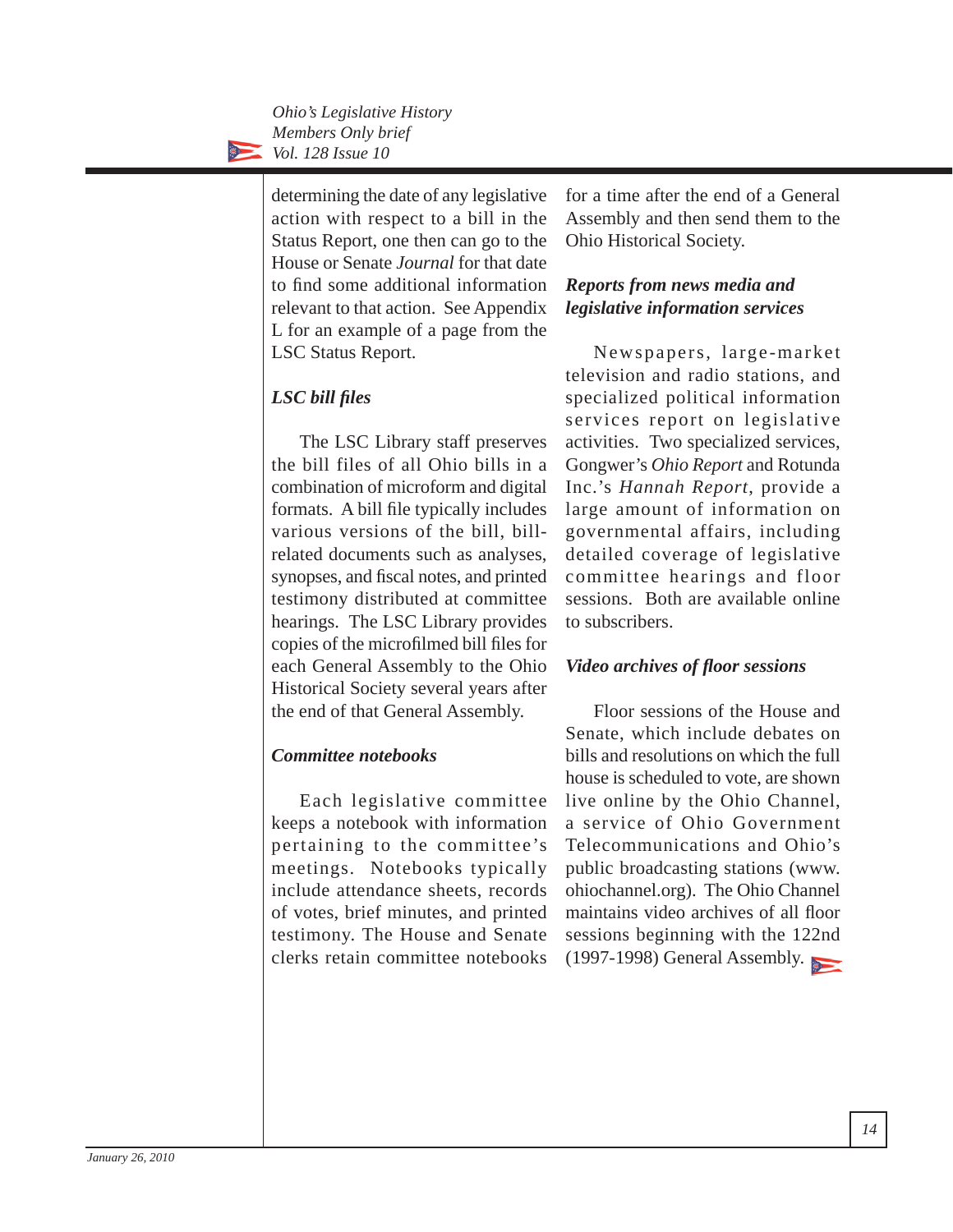determining the date of any legislative action with respect to a bill in the Status Report, one then can go to the House or Senate *Journal* for that date to find some additional information relevant to that action. See Appendix L for an example of a page from the LSC Status Report.

### *LSC bill files*

The LSC Library staff preserves the bill files of all Ohio bills in a combination of microform and digital formats. A bill file typically includes various versions of the bill, bill-related documents such as analyses, synopses, and fiscal notes, and printed testimony distributed at committee hearings. The LSC Library provides copies of the microfilmed bill files for each General Assembly to the Ohio Historical Society several years after the end of that General Assembly.

### *Committee notebooks*

Each legislative committee keeps a notebook with information pertaining to the committee's meetings. Notebooks typically include attendance sheets, records of votes, brief minutes, and printed testimony. The House and Senate clerks retain committee notebooks for a time after the end of a General Assembly and then send them to the Ohio Historical Society.

### *Reports from news media and legislative information services*

Newspapers, large-market television and radio stations, and specialized political information services report on legislative activities. Two specialized services, Gongwer's *Ohio Report* and Rotunda Inc.'s *Hannah Report*, provide a large amount of information on governmental affairs, including detailed coverage of legislative committee hearings and floor sessions. Both are available online to subscribers.

### *Video archives of floor sessions*

Floor sessions of the House and Senate, which include debates on bills and resolutions on which the full house is scheduled to vote, are shown live online by the Ohio Channel, a service of Ohio Government Telecommunications and Ohio's public broadcasting stations (www.ohiochannel.org). The Ohio Channel maintains video archives of all floor sessions beginning with the 122nd (1997-1998) General Assembly.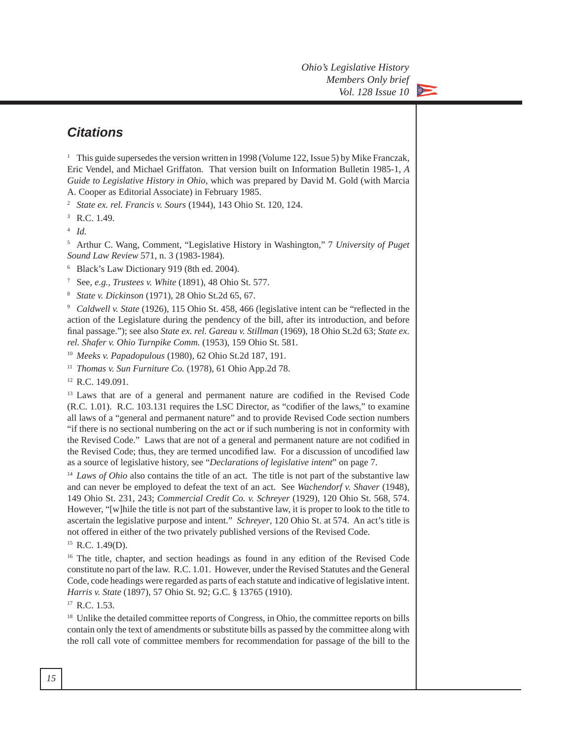## *Citations*

[1] This guide supersedes the version written in 1998 (Volume 122, Issue 5) by Mike Franczak, Eric Vendel, and Michael Griffaton. That version built on Information Bulletin 1985-1, *A Guide to Legislative History in Ohio*, which was prepared by David M. Gold (with Marcia A. Cooper as Editorial Associate) in February 1985.

[2] *State ex. rel. Francis v. Sours* (1944), 143 Ohio St. 120, 124.

[3] R.C. 1.49.

[4] *Id.*

[5] Arthur C. Wang, Comment, "Legislative History in Washington," 7 *University of Puget Sound Law Review* 571, n. 3 (1983-1984).

[6] Black's Law Dictionary 919 (8th ed. 2004).

[7] See, *e.g., Trustees v. White* (1891), 48 Ohio St. 577.

[8] *State v. Dickinson* (1971), 28 Ohio St.2d 65, 67.

[9] *Caldwell v. State* (1926), 115 Ohio St. 458, 466 (legislative intent can be "reflected in the action of the Legislature during the pendency of the bill, after its introduction, and before final passage."); see also *State ex. rel. Gareau v. Stillman* (1969), 18 Ohio St.2d 63; *State ex. rel. Shafer v. Ohio Turnpike Comm.* (1953), 159 Ohio St. 581.

[10] *Meeks v. Papadopulous* (1980), 62 Ohio St.2d 187, 191.

[11] *Thomas v. Sun Furniture Co.* (1978), 61 Ohio App.2d 78.

[12] R.C. 149.091.

[13] Laws that are of a general and permanent nature are codified in the Revised Code (R.C. 1.01). R.C. 103.131 requires the LSC Director, as "codifier of the laws," to examine all laws of a "general and permanent nature" and to provide Revised Code section numbers "if there is no sectional numbering on the act or if such numbering is not in conformity with the Revised Code." Laws that are not of a general and permanent nature are not codified in the Revised Code; thus, they are termed uncodified law. For a discussion of uncodified law as a source of legislative history, see "*Declarations of legislative intent*" on page 7.

[14] *Laws of Ohio* also contains the title of an act. The title is not part of the substantive law and can never be employed to defeat the text of an act. See *Wachendorf v. Shaver* (1948), 149 Ohio St. 231, 243; *Commercial Credit Co. v. Schreyer* (1929), 120 Ohio St. 568, 574. However, "[w]hile the title is not part of the substantive law, it is proper to look to the title to ascertain the legislative purpose and intent." *Schreyer*, 120 Ohio St. at 574. An act's title is not offered in either of the two privately published versions of the Revised Code.

[15] R.C. 1.49(D).

[16] The title, chapter, and section headings as found in any edition of the Revised Code constitute no part of the law. R.C. 1.01. However, under the Revised Statutes and the General Code, code headings were regarded as parts of each statute and indicative of legislative intent. *Harris v. State* (1897), 57 Ohio St. 92; G.C. § 13765 (1910).

[17] R.C. 1.53.

[18] Unlike the detailed committee reports of Congress, in Ohio, the committee reports on bills contain only the text of amendments or substitute bills as passed by the committee along with the roll call vote of committee members for recommendation for passage of the bill to the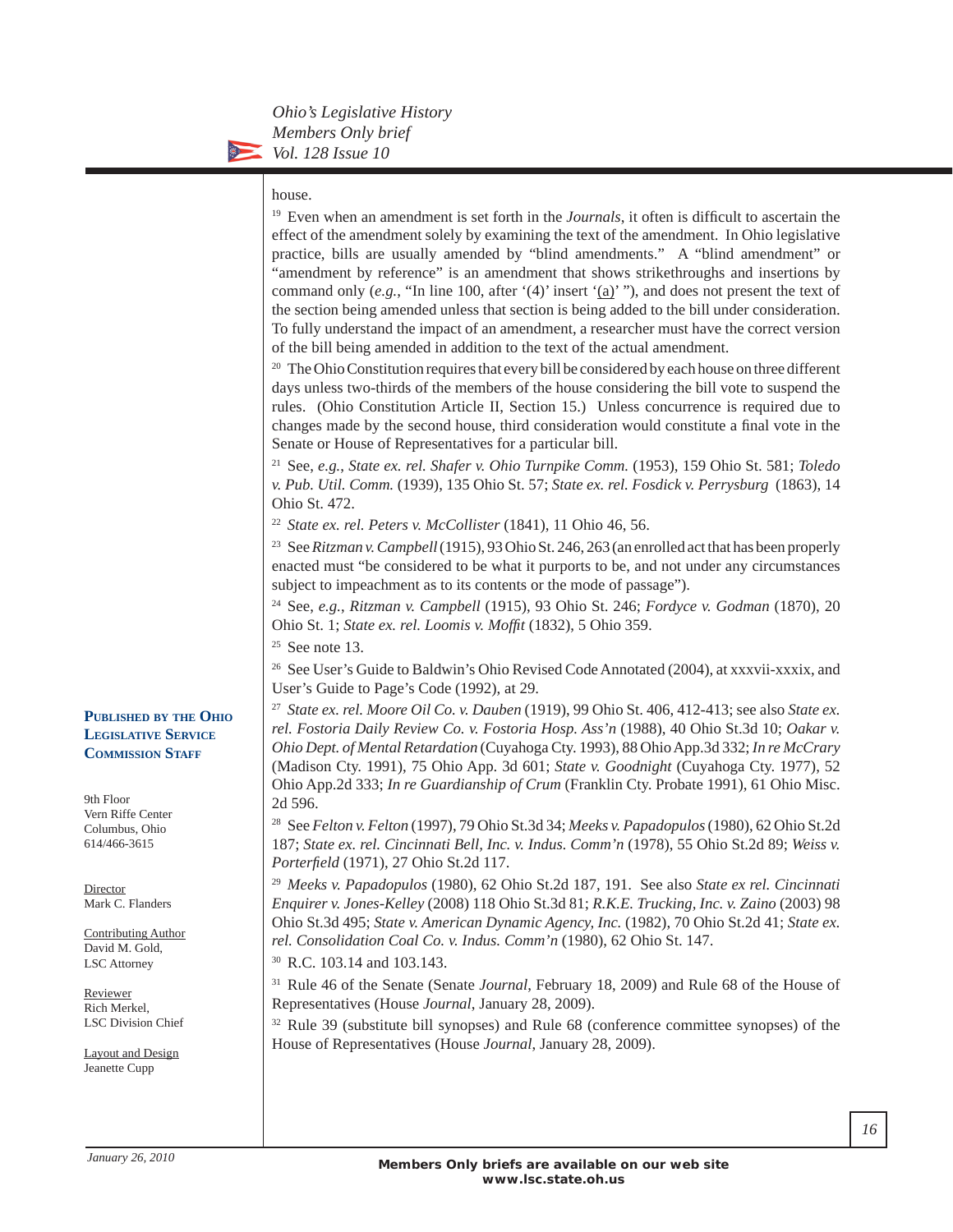house.

[19] Even when an amendment is set forth in the *Journals*, it often is difficult to ascertain the effect of the amendment solely by examining the text of the amendment. In Ohio legislative practice, bills are usually amended by "blind amendments." A "blind amendment" or "amendment by reference" is an amendment that shows strikethroughs and insertions by command only (*e.g.*, "In line 100, after '(4)' insert '<u>(a)</u>' "), and does not present the text of the section being amended unless that section is being added to the bill under consideration. To fully understand the impact of an amendment, a researcher must have the correct version of the bill being amended in addition to the text of the actual amendment.

[20] The Ohio Constitution requires that every bill be considered by each house on three different days unless two-thirds of the members of the house considering the bill vote to suspend the rules. (Ohio Constitution Article II, Section 15.) Unless concurrence is required due to changes made by the second house, third consideration would constitute a final vote in the Senate or House of Representatives for a particular bill.

[21] See, *e.g.*, *State ex. rel. Shafer v. Ohio Turnpike Comm.* (1953), 159 Ohio St. 581; *Toledo v. Pub. Util. Comm.* (1939), 135 Ohio St. 57; *State ex. rel. Fosdick v. Perrysburg* (1863), 14 Ohio St. 472.

[22] *State ex. rel. Peters v. McCollister* (1841), 11 Ohio 46, 56.

[23] See *Ritzman v. Campbell* (1915), 93 Ohio St. 246, 263 (an enrolled act that has been properly enacted must "be considered to be what it purports to be, and not under any circumstances subject to impeachment as to its contents or the mode of passage").

[24] See, *e.g.*, *Ritzman v. Campbell* (1915), 93 Ohio St. 246; *Fordyce v. Godman* (1870), 20 Ohio St. 1; *State ex. rel. Loomis v. Moffit* (1832), 5 Ohio 359.

[25] See note 13.

[26] See User's Guide to Baldwin's Ohio Revised Code Annotated (2004), at xxxvii-xxxix, and User's Guide to Page's Code (1992), at 29.

[27] *State ex. rel. Moore Oil Co. v. Dauben* (1919), 99 Ohio St. 406, 412-413; see also *State ex. rel. Fostoria Daily Review Co. v. Fostoria Hosp. Ass'n* (1988), 40 Ohio St.3d 10; *Oakar v. Ohio Dept. of Mental Retardation* (Cuyahoga Cty. 1993), 88 Ohio App.3d 332; *In re McCrary* (Madison Cty. 1991), 75 Ohio App. 3d 601; *State v. Goodnight* (Cuyahoga Cty. 1977), 52 Ohio App.2d 333; *In re Guardianship of Crum* (Franklin Cty. Probate 1991), 61 Ohio Misc. 2d 596.

[28] See *Felton v. Felton* (1997), 79 Ohio St.3d 34; *Meeks v. Papadopulos* (1980), 62 Ohio St.2d 187; *State ex. rel. Cincinnati Bell, Inc. v. Indus. Comm'n* (1978), 55 Ohio St.2d 89; *Weiss v. Porterfield* (1971), 27 Ohio St.2d 117.

[29] *Meeks v. Papadopulos* (1980), 62 Ohio St.2d 187, 191. See also *State ex rel. Cincinnati Enquirer v. Jones-Kelley* (2008) 118 Ohio St.3d 81; *R.K.E. Trucking, Inc. v. Zaino* (2003) 98 Ohio St.3d 495; *State v. American Dynamic Agency, Inc.* (1982), 70 Ohio St.2d 41; *State ex. rel. Consolidation Coal Co. v. Indus. Comm'n* (1980), 62 Ohio St. 147.

[30] R.C. 103.14 and 103.143.

[31] Rule 46 of the Senate (Senate *Journal*, February 18, 2009) and Rule 68 of the House of Representatives (House *Journal*, January 28, 2009).

[32] Rule 39 (substitute bill synopses) and Rule 68 (conference committee synopses) of the House of Representatives (House *Journal*, January 28, 2009).

**Published by the Ohio Legislative Service Commission Staff**

9th Floor
Vern Riffe Center
Columbus, Ohio
614/466-3615

<u>Director</u>
Mark C. Flanders

<u>Contributing Author</u>
David M. Gold,
LSC Attorney

<u>Reviewer</u>
Rich Merkel,
LSC Division Chief

<u>Layout and Design</u>
Jeanette Cupp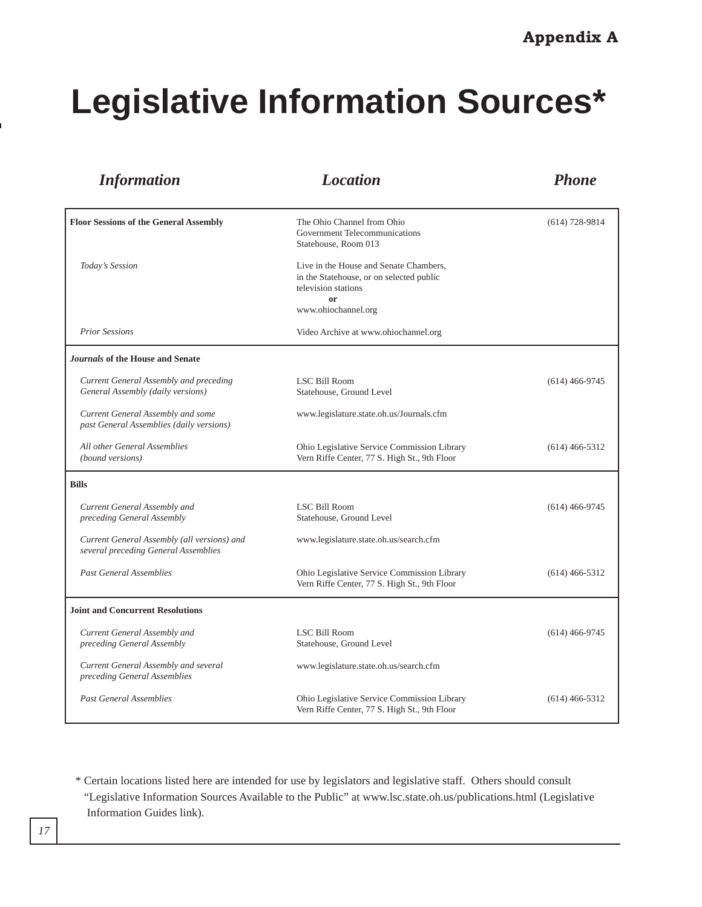Appendix A

# Legislative Information Sources*

| *Information* | *Location* | *Phone* |
|---|---|---|
| **Floor Sessions of the General Assembly** | The Ohio Channel from Ohio Government Telecommunications Statehouse, Room 013 | (614) 728-9814 |
| *Today's Session* | Live in the House and Senate Chambers, in the Statehouse, or on selected public television stations **or** www.ohiochannel.org | |
| *Prior Sessions* | Video Archive at www.ohiochannel.org | |
| ***Journals* of the House and Senate** | | |
| *Current General Assembly and preceding General Assembly (daily versions)* | LSC Bill Room Statehouse, Ground Level | (614) 466-9745 |
| *Current General Assembly and some past General Assemblies (daily versions)* | www.legislature.state.oh.us/Journals.cfm | |
| *All other General Assemblies (bound versions)* | Ohio Legislative Service Commission Library Vern Riffe Center, 77 S. High St., 9th Floor | (614) 466-5312 |
| **Bills** | | |
| *Current General Assembly and preceding General Assembly* | LSC Bill Room Statehouse, Ground Level | (614) 466-9745 |
| *Current General Assembly (all versions) and several preceding General Assemblies* | www.legislature.state.oh.us/search.cfm | |
| *Past General Assemblies* | Ohio Legislative Service Commission Library Vern Riffe Center, 77 S. High St., 9th Floor | (614) 466-5312 |
| **Joint and Concurrent Resolutions** | | |
| *Current General Assembly and preceding General Assembly* | LSC Bill Room Statehouse, Ground Level | (614) 466-9745 |
| *Current General Assembly and several preceding General Assemblies* | www.legislature.state.oh.us/search.cfm | |
| *Past General Assemblies* | Ohio Legislative Service Commission Library Vern Riffe Center, 77 S. High St., 9th Floor | (614) 466-5312 |

* Certain locations listed here are intended for use by legislators and legislative staff. Others should consult "Legislative Information Sources Available to the Public" at www.lsc.state.oh.us/publications.html (Legislative Information Guides link).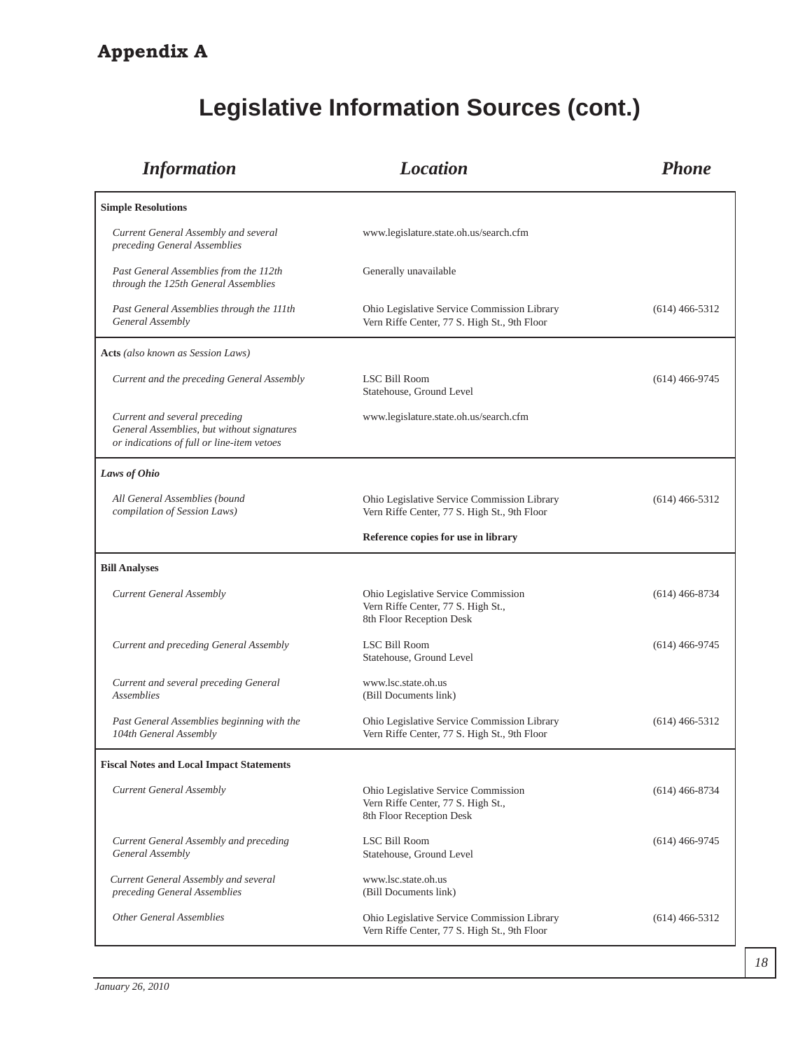**Appendix A**

# Legislative Information Sources (cont.)

| *Information* | *Location* | *Phone* |
|---|---|---|
| **Simple Resolutions** | | |
| *Current General Assembly and several preceding General Assemblies* | www.legislature.state.oh.us/search.cfm | |
| *Past General Assemblies from the 112th through the 125th General Assemblies* | Generally unavailable | |
| *Past General Assemblies through the 111th General Assembly* | Ohio Legislative Service Commission Library Vern Riffe Center, 77 S. High St., 9th Floor | (614) 466-5312 |
| **Acts** *(also known as Session Laws)* | | |
| *Current and the preceding General Assembly* | LSC Bill Room Statehouse, Ground Level | (614) 466-9745 |
| *Current and several preceding General Assemblies, but without signatures or indications of full or line-item vetoes* | www.legislature.state.oh.us/search.cfm | |
| ***Laws of Ohio*** | | |
| *All General Assemblies (bound compilation of Session Laws)* | Ohio Legislative Service Commission Library Vern Riffe Center, 77 S. High St., 9th Floor | (614) 466-5312 |
| | **Reference copies for use in library** | |
| **Bill Analyses** | | |
| *Current General Assembly* | Ohio Legislative Service Commission Vern Riffe Center, 77 S. High St., 8th Floor Reception Desk | (614) 466-8734 |
| *Current and preceding General Assembly* | LSC Bill Room Statehouse, Ground Level | (614) 466-9745 |
| *Current and several preceding General Assemblies* | www.lsc.state.oh.us (Bill Documents link) | |
| *Past General Assemblies beginning with the 104th General Assembly* | Ohio Legislative Service Commission Library Vern Riffe Center, 77 S. High St., 9th Floor | (614) 466-5312 |
| **Fiscal Notes and Local Impact Statements** | | |
| *Current General Assembly* | Ohio Legislative Service Commission Vern Riffe Center, 77 S. High St., 8th Floor Reception Desk | (614) 466-8734 |
| *Current General Assembly and preceding General Assembly* | LSC Bill Room Statehouse, Ground Level | (614) 466-9745 |
| *Current General Assembly and several preceding General Assemblies* | www.lsc.state.oh.us (Bill Documents link) | |
| *Other General Assemblies* | Ohio Legislative Service Commission Library Vern Riffe Center, 77 S. High St., 9th Floor | (614) 466-5312 |

*January 26, 2010*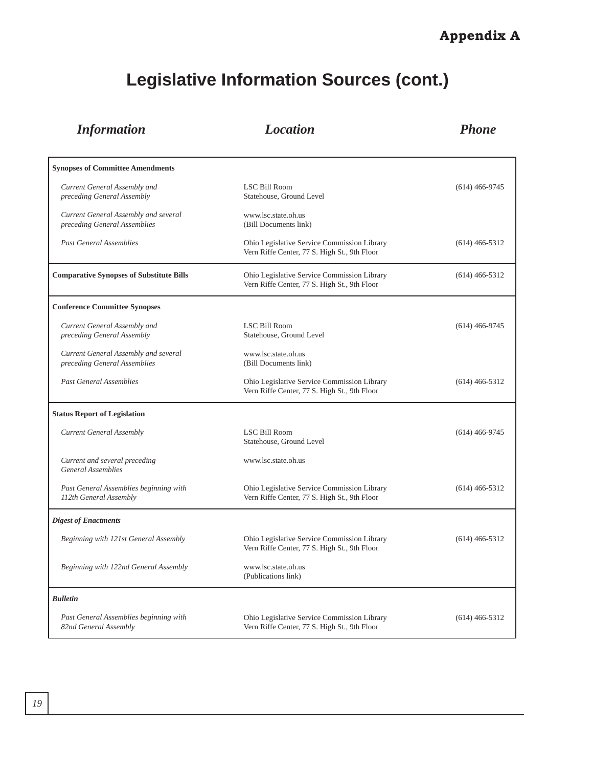## Legislative Information Sources (cont.)

| *Information* | *Location* | *Phone* |
|---|---|---|
| **Synopses of Committee Amendments** | | |
| *Current General Assembly and preceding General Assembly* | LSC Bill Room<br>Statehouse, Ground Level | (614) 466-9745 |
| *Current General Assembly and several preceding General Assemblies* | www.lsc.state.oh.us<br>(Bill Documents link) | |
| *Past General Assemblies* | Ohio Legislative Service Commission Library<br>Vern Riffe Center, 77 S. High St., 9th Floor | (614) 466-5312 |
| **Comparative Synopses of Substitute Bills** | Ohio Legislative Service Commission Library<br>Vern Riffe Center, 77 S. High St., 9th Floor | (614) 466-5312 |
| **Conference Committee Synopses** | | |
| *Current General Assembly and preceding General Assembly* | LSC Bill Room<br>Statehouse, Ground Level | (614) 466-9745 |
| *Current General Assembly and several preceding General Assemblies* | www.lsc.state.oh.us<br>(Bill Documents link) | |
| *Past General Assemblies* | Ohio Legislative Service Commission Library<br>Vern Riffe Center, 77 S. High St., 9th Floor | (614) 466-5312 |
| **Status Report of Legislation** | | |
| *Current General Assembly* | LSC Bill Room<br>Statehouse, Ground Level | (614) 466-9745 |
| *Current and several preceding General Assemblies* | www.lsc.state.oh.us | |
| *Past General Assemblies beginning with 112th General Assembly* | Ohio Legislative Service Commission Library<br>Vern Riffe Center, 77 S. High St., 9th Floor | (614) 466-5312 |
| ***Digest of Enactments*** | | |
| *Beginning with 121st General Assembly* | Ohio Legislative Service Commission Library<br>Vern Riffe Center, 77 S. High St., 9th Floor | (614) 466-5312 |
| *Beginning with 122nd General Assembly* | www.lsc.state.oh.us<br>(Publications link) | |
| ***Bulletin*** | | |
| *Past General Assemblies beginning with 82nd General Assembly* | Ohio Legislative Service Commission Library<br>Vern Riffe Center, 77 S. High St., 9th Floor | (614) 466-5312 |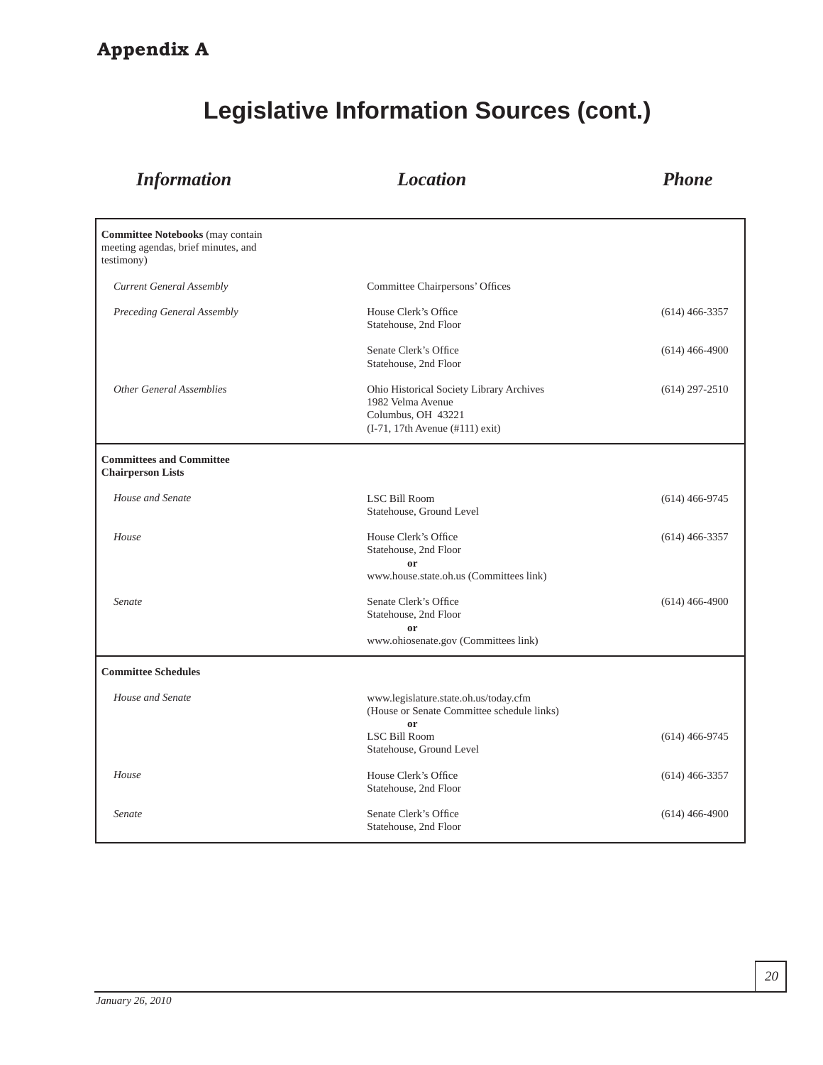**Appendix A**

# Legislative Information Sources (cont.)

| *Information* | *Location* | *Phone* |
|---|---|---|
| **Committee Notebooks** (may contain meeting agendas, brief minutes, and testimony) | | |
| *Current General Assembly* | Committee Chairpersons' Offices | |
| *Preceding General Assembly* | House Clerk's Office<br>Statehouse, 2nd Floor | (614) 466-3357 |
| | Senate Clerk's Office<br>Statehouse, 2nd Floor | (614) 466-4900 |
| *Other General Assemblies* | Ohio Historical Society Library Archives<br>1982 Velma Avenue<br>Columbus, OH 43221<br>(I-71, 17th Avenue (#111) exit) | (614) 297-2510 |
| **Committees and Committee Chairperson Lists** | | |
| *House and Senate* | LSC Bill Room<br>Statehouse, Ground Level | (614) 466-9745 |
| *House* | House Clerk's Office<br>Statehouse, 2nd Floor<br>**or**<br>www.house.state.oh.us (Committees link) | (614) 466-3357 |
| *Senate* | Senate Clerk's Office<br>Statehouse, 2nd Floor<br>**or**<br>www.ohiosenate.gov (Committees link) | (614) 466-4900 |
| **Committee Schedules** | | |
| *House and Senate* | www.legislature.state.oh.us/today.cfm<br>(House or Senate Committee schedule links)<br>**or**<br>LSC Bill Room<br>Statehouse, Ground Level | (614) 466-9745 |
| *House* | House Clerk's Office<br>Statehouse, 2nd Floor | (614) 466-3357 |
| *Senate* | Senate Clerk's Office<br>Statehouse, 2nd Floor | (614) 466-4900 |

*January 26, 2010*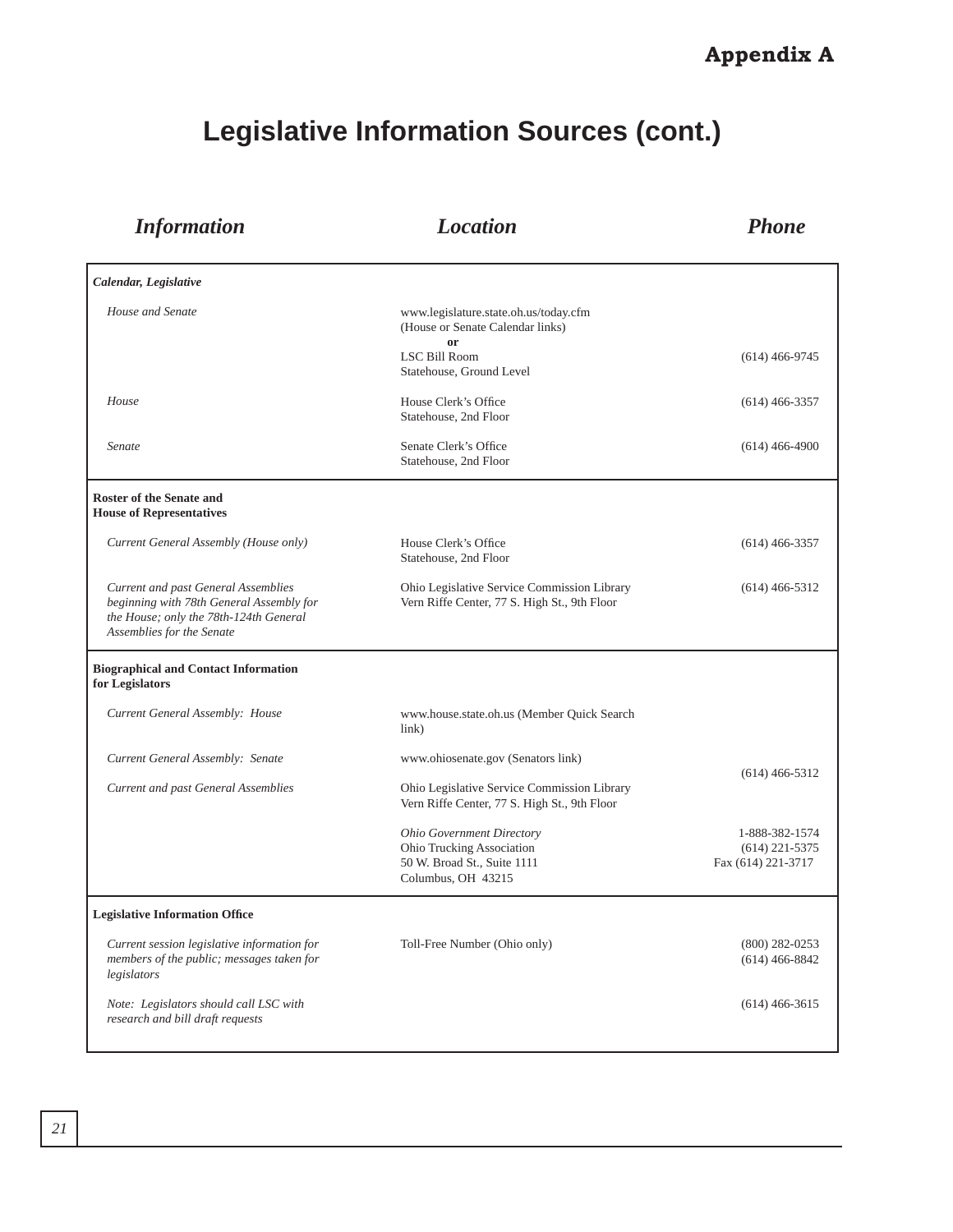**Appendix A**

# Legislative Information Sources (cont.)

| *Information* | *Location* | *Phone* |
|---|---|---|
| ***Calendar, Legislative*** | | |
| *House and Senate* | www.legislature.state.oh.us/today.cfm (House or Senate Calendar links) **or** LSC Bill Room Statehouse, Ground Level | (614) 466-9745 |
| *House* | House Clerk's Office Statehouse, 2nd Floor | (614) 466-3357 |
| *Senate* | Senate Clerk's Office Statehouse, 2nd Floor | (614) 466-4900 |
| **Roster of the Senate and House of Representatives** | | |
| *Current General Assembly (House only)* | House Clerk's Office Statehouse, 2nd Floor | (614) 466-3357 |
| *Current and past General Assemblies beginning with 78th General Assembly for the House; only the 78th-124th General Assemblies for the Senate* | Ohio Legislative Service Commission Library Vern Riffe Center, 77 S. High St., 9th Floor | (614) 466-5312 |
| **Biographical and Contact Information for Legislators** | | |
| *Current General Assembly: House* | www.house.state.oh.us (Member Quick Search link) | |
| *Current General Assembly: Senate* | www.ohiosenate.gov (Senators link) | |
| *Current and past General Assemblies* | Ohio Legislative Service Commission Library Vern Riffe Center, 77 S. High St., 9th Floor | (614) 466-5312 |
| | *Ohio Government Directory* Ohio Trucking Association 50 W. Broad St., Suite 1111 Columbus, OH 43215 | 1-888-382-1574 (614) 221-5375 Fax (614) 221-3717 |
| **Legislative Information Office** | | |
| *Current session legislative information for members of the public; messages taken for legislators* | Toll-Free Number (Ohio only) | (800) 282-0253 (614) 466-8842 |
| *Note: Legislators should call LSC with research and bill draft requests* | | (614) 466-3615 |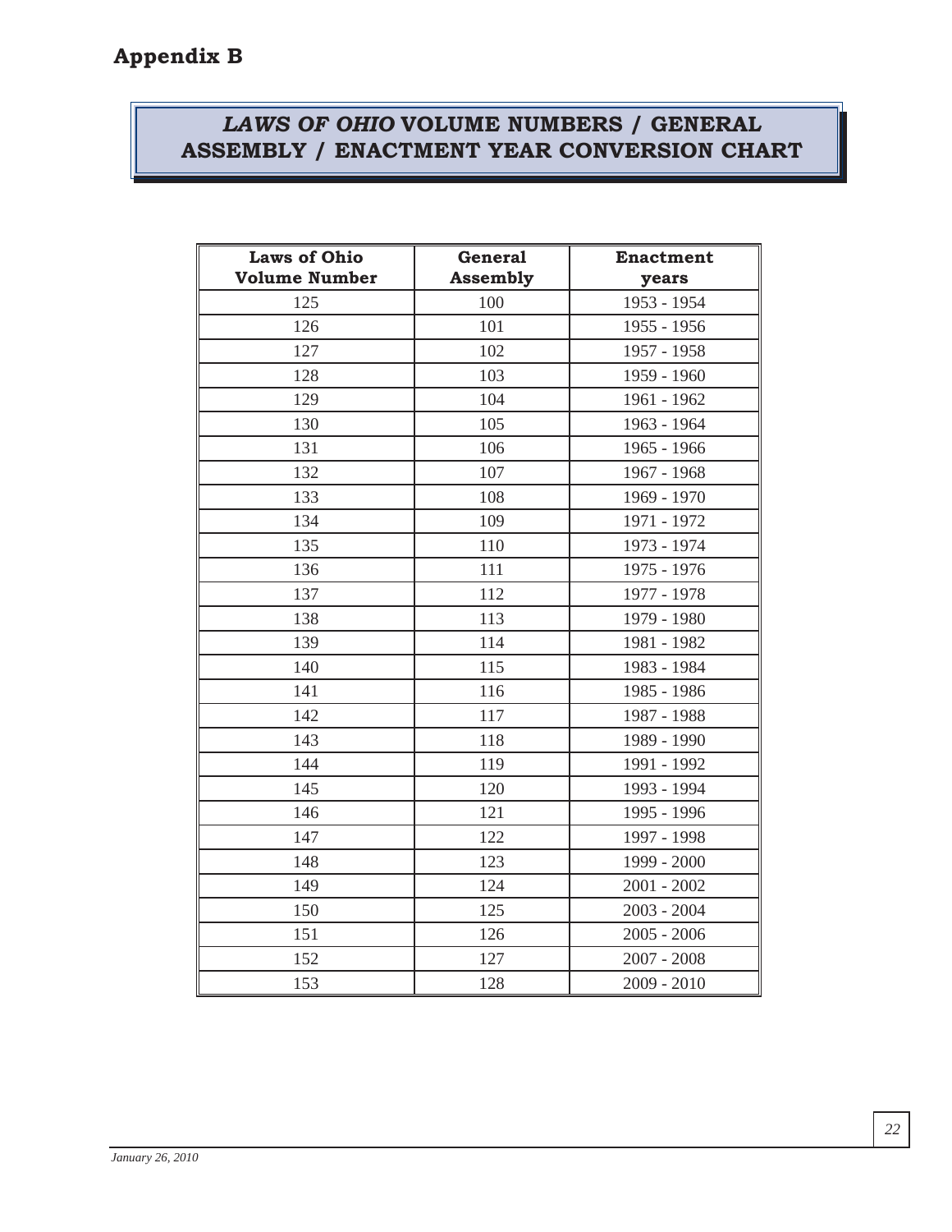# Appendix B

## *LAWS OF OHIO* VOLUME NUMBERS / GENERAL ASSEMBLY / ENACTMENT YEAR CONVERSION CHART

| Laws of Ohio Volume Number | General Assembly | Enactment years |
|---|---|---|
| 125 | 100 | 1953 - 1954 |
| 126 | 101 | 1955 - 1956 |
| 127 | 102 | 1957 - 1958 |
| 128 | 103 | 1959 - 1960 |
| 129 | 104 | 1961 - 1962 |
| 130 | 105 | 1963 - 1964 |
| 131 | 106 | 1965 - 1966 |
| 132 | 107 | 1967 - 1968 |
| 133 | 108 | 1969 - 1970 |
| 134 | 109 | 1971 - 1972 |
| 135 | 110 | 1973 - 1974 |
| 136 | 111 | 1975 - 1976 |
| 137 | 112 | 1977 - 1978 |
| 138 | 113 | 1979 - 1980 |
| 139 | 114 | 1981 - 1982 |
| 140 | 115 | 1983 - 1984 |
| 141 | 116 | 1985 - 1986 |
| 142 | 117 | 1987 - 1988 |
| 143 | 118 | 1989 - 1990 |
| 144 | 119 | 1991 - 1992 |
| 145 | 120 | 1993 - 1994 |
| 146 | 121 | 1995 - 1996 |
| 147 | 122 | 1997 - 1998 |
| 148 | 123 | 1999 - 2000 |
| 149 | 124 | 2001 - 2002 |
| 150 | 125 | 2003 - 2004 |
| 151 | 126 | 2005 - 2006 |
| 152 | 127 | 2007 - 2008 |
| 153 | 128 | 2009 - 2010 |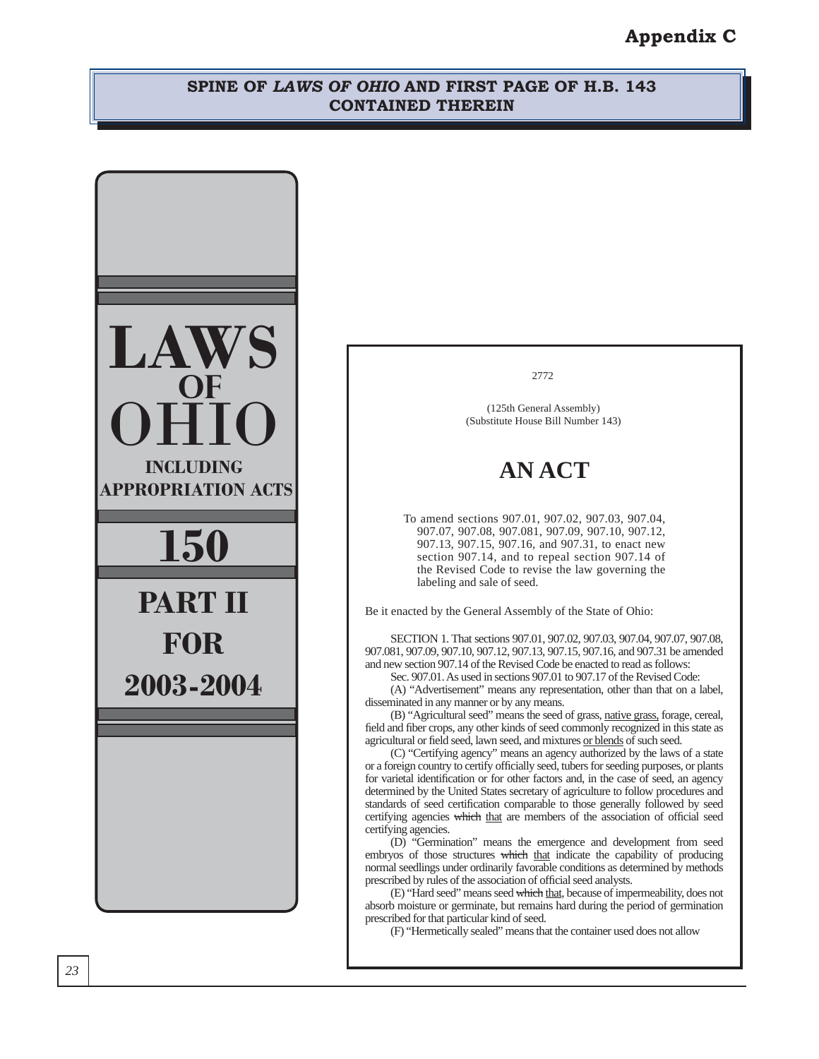# Appendix C

## SPINE OF *LAWS OF OHIO* AND FIRST PAGE OF H.B. 143 CONTAINED THEREIN

LAWS
OF
OHIO

INCLUDING
APPROPRIATION ACTS

150

PART II

FOR

2003-2004

---

2772

(125th General Assembly)
(Substitute House Bill Number 143)

# AN ACT

To amend sections 907.01, 907.02, 907.03, 907.04, 907.07, 907.08, 907.081, 907.09, 907.10, 907.12, 907.13, 907.15, 907.16, and 907.31, to enact new section 907.14, and to repeal section 907.14 of the Revised Code to revise the law governing the labeling and sale of seed.

Be it enacted by the General Assembly of the State of Ohio:

SECTION 1. That sections 907.01, 907.02, 907.03, 907.04, 907.07, 907.08, 907.081, 907.09, 907.10, 907.12, 907.13, 907.15, 907.16, and 907.31 be amended and new section 907.14 of the Revised Code be enacted to read as follows:

Sec. 907.01. As used in sections 907.01 to 907.17 of the Revised Code:

(A) "Advertisement" means any representation, other than that on a label, disseminated in any manner or by any means.

(B) "Agricultural seed" means the seed of grass, <u>native grass,</u> forage, cereal, field and fiber crops, any other kinds of seed commonly recognized in this state as agricultural or field seed, lawn seed, and mixtures <u>or blends</u> of such seed.

(C) "Certifying agency" means an agency authorized by the laws of a state or a foreign country to certify officially seed, tubers for seeding purposes, or plants for varietal identification or for other factors and, in the case of seed, an agency determined by the United States secretary of agriculture to follow procedures and standards of seed certification comparable to those generally followed by seed certifying agencies ~~which~~ <u>that</u> are members of the association of official seed certifying agencies.

(D) "Germination" means the emergence and development from seed embryos of those structures ~~which~~ <u>that</u> indicate the capability of producing normal seedlings under ordinarily favorable conditions as determined by methods prescribed by rules of the association of official seed analysts.

(E) "Hard seed" means seed ~~which~~ <u>that</u>, because of impermeability, does not absorb moisture or germinate, but remains hard during the period of germination prescribed for that particular kind of seed.

(F) "Hermetically sealed" means that the container used does not allow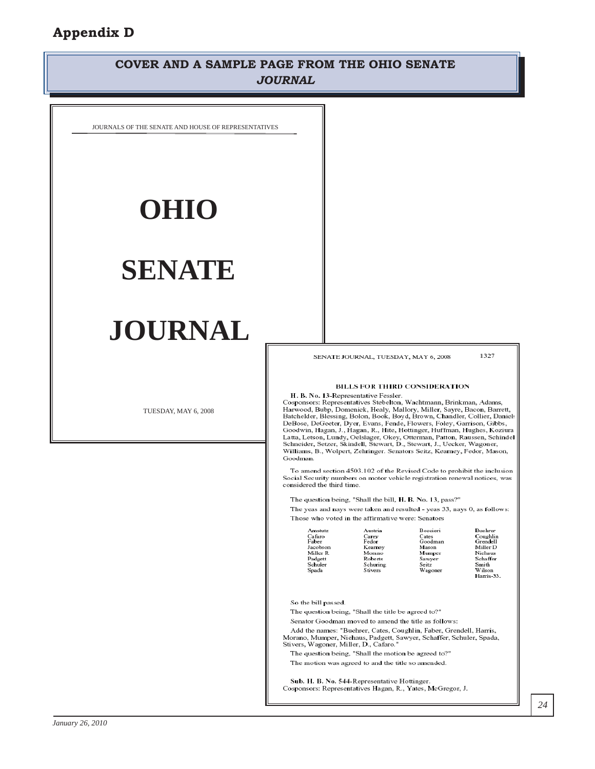## Appendix D

### COVER AND A SAMPLE PAGE FROM THE OHIO SENATE *JOURNAL*

JOURNALS OF THE SENATE AND HOUSE OF REPRESENTATIVES

# OHIO

# SENATE

# JOURNAL

TUESDAY, MAY 6, 2008

SENATE JOURNAL, TUESDAY, MAY 6, 2008 1327

**BILLS FOR THIRD CONSIDERATION**

**H. B. No. 13**-Representative Fessler.
Cosponsors: Representatives Stebelton, Wachtmann, Brinkman, Adams, Harwood, Bubp, Domenick, Healy, Mallory, Miller, Sayre, Bacon, Barrett, Batchelder, Blessing, Bolon, Book, Boyd, Brown, Chandler, Collier, Daniels DeBose, DeGeeter, Dyer, Evans, Fende, Flowers, Foley, Garrison, Gibbs, Goodwin, Hagan, J., Hagan, R., Hite, Hottinger, Huffman, Hughes, Koziura Latta, Letson, Lundy, Oelslager, Okey, Otterman, Patton, Raussen, Schindel Schneider, Setzer, Skindell, Stewart, D., Stewart, J., Uecker, Wagoner, Williams, B., Wolpert, Zehringer. Senators Seitz, Kearney, Fedor, Mason, Goodman.

To amend section 4503.102 of the Revised Code to prohibit the inclusion Social Security numbers on motor vehicle registration renewal notices, was considered the third time.

The question being, "Shall the bill, **H. B. No. 13**, pass?"

The yeas and nays were taken and resulted - yeas 33, nays 0, as follows:

Those who voted in the affirmative were: Senators

| | | | |
|---|---|---|---|
| Amstutz | Austria | Boccieri | Buehrer |
| Cafaro | Carey | Cates | Coughlin |
| Faber | Fedor | Goodman | Grendell |
| Jacobson | Kearney | Mason | Miller D |
| Miller R | Morano | Mumper | Niehaus |
| Padgett | Roberts | Sawyer | Schaffer |
| Schuler | Schuring | Seitz | Smith |
| Spada | Stivers | Wagoner | Wilson |
| | | | Harris-33. |

So the bill passed.

The question being, "Shall the title be agreed to?"

Senator Goodman moved to amend the title as follows:

Add the names: "Buehrer, Cates, Coughlin, Faber, Grendell, Harris, Morano, Mumper, Niehaus, Padgett, Sawyer, Schaffer, Schuler, Spada, Stivers, Wagoner, Miller, D., Cafaro."

The question being, "Shall the motion be agreed to?"

The motion was agreed to and the title so amended.

**Sub. H. B. No. 544**-Representative Hottinger.
Cosponsors: Representatives Hagan, R., Yates, McGregor, J.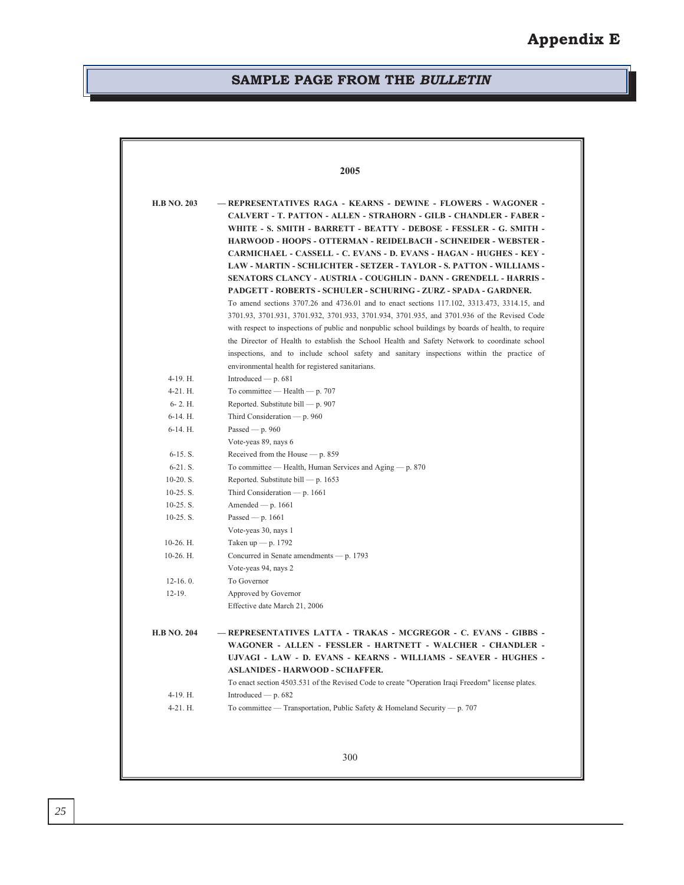# Appendix E

## SAMPLE PAGE FROM THE *BULLETIN*

2005

**H.B NO. 203** — **REPRESENTATIVES RAGA - KEARNS - DEWINE - FLOWERS - WAGONER - CALVERT - T. PATTON - ALLEN - STRAHORN - GILB - CHANDLER - FABER - WHITE - S. SMITH - BARRETT - BEATTY - DEBOSE - FESSLER - G. SMITH - HARWOOD - HOOPS - OTTERMAN - REIDELBACH - SCHNEIDER - WEBSTER - CARMICHAEL - CASSELL - C. EVANS - D. EVANS - HAGAN - HUGHES - KEY - LAW - MARTIN - SCHLICHTER - SETZER - TAYLOR - S. PATTON - WILLIAMS - SENATORS CLANCY - AUSTRIA - COUGHLIN - DANN - GRENDELL - HARRIS - PADGETT - ROBERTS - SCHULER - SCHURING - ZURZ - SPADA - GARDNER.**

To amend sections 3707.26 and 4736.01 and to enact sections 117.102, 3313.473, 3314.15, and 3701.93, 3701.931, 3701.932, 3701.933, 3701.934, 3701.935, and 3701.936 of the Revised Code with respect to inspections of public and nonpublic school buildings by boards of health, to require the Director of Health to establish the School Health and Safety Network to coordinate school inspections, and to include school safety and sanitary inspections within the practice of environmental health for registered sanitarians.

| | |
|---|---|
| 4-19. H. | Introduced — p. 681 |
| 4-21. H. | To committee — Health — p. 707 |
| 6- 2. H. | Reported. Substitute bill — p. 907 |
| 6-14. H. | Third Consideration — p. 960 |
| 6-14. H. | Passed — p. 960 |
| | Vote-yeas 89, nays 6 |
| 6-15. S. | Received from the House — p. 859 |
| 6-21. S. | To committee — Health, Human Services and Aging — p. 870 |
| 10-20. S. | Reported. Substitute bill — p. 1653 |
| 10-25. S. | Third Consideration — p. 1661 |
| 10-25. S. | Amended — p. 1661 |
| 10-25. S. | Passed — p. 1661 |
| | Vote-yeas 30, nays 1 |
| 10-26. H. | Taken up — p. 1792 |
| 10-26. H. | Concurred in Senate amendments — p. 1793 |
| | Vote-yeas 94, nays 2 |
| 12-16. 0. | To Governor |
| 12-19. | Approved by Governor |
| | Effective date March 21, 2006 |

**H.B NO. 204** — **REPRESENTATIVES LATTA - TRAKAS - MCGREGOR - C. EVANS - GIBBS - WAGONER - ALLEN - FESSLER - HARTNETT - WALCHER - CHANDLER - UJVAGI - LAW - D. EVANS - KEARNS - WILLIAMS - SEAVER - HUGHES - ASLANIDES - HARWOOD - SCHAFFER.**

To enact section 4503.531 of the Revised Code to create "Operation Iraqi Freedom" license plates.

| | |
|---|---|
| 4-19. H. | Introduced — p. 682 |
| 4-21. H. | To committee — Transportation, Public Safety & Homeland Security — p. 707 |

300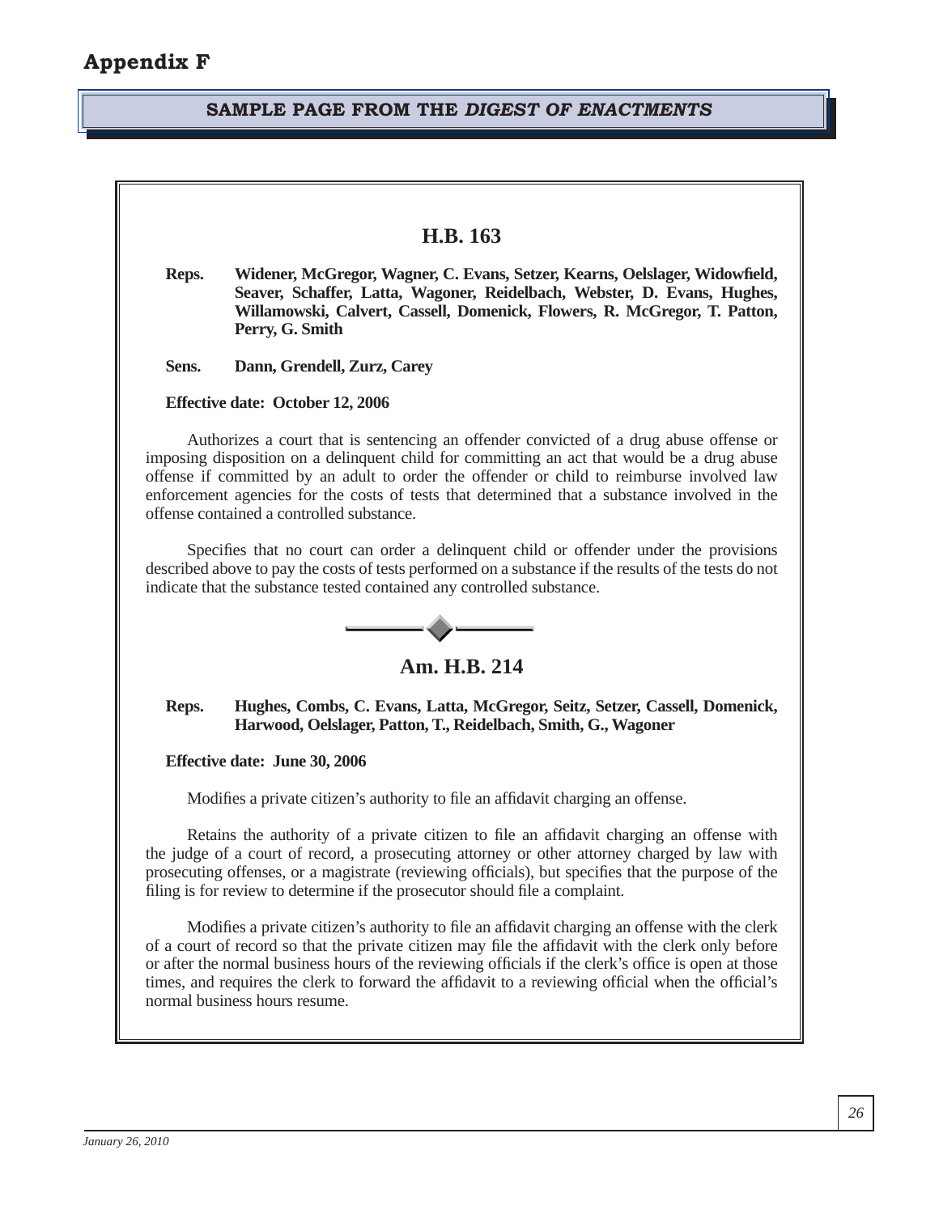# Appendix F

## SAMPLE PAGE FROM THE *DIGEST OF ENACTMENTS*

### H.B. 163

**Reps.** **Widener, McGregor, Wagner, C. Evans, Setzer, Kearns, Oelslager, Widowfield, Seaver, Schaffer, Latta, Wagoner, Reidelbach, Webster, D. Evans, Hughes, Willamowski, Calvert, Cassell, Domenick, Flowers, R. McGregor, T. Patton, Perry, G. Smith**

**Sens.** **Dann, Grendell, Zurz, Carey**

**Effective date: October 12, 2006**

Authorizes a court that is sentencing an offender convicted of a drug abuse offense or imposing disposition on a delinquent child for committing an act that would be a drug abuse offense if committed by an adult to order the offender or child to reimburse involved law enforcement agencies for the costs of tests that determined that a substance involved in the offense contained a controlled substance.

Specifies that no court can order a delinquent child or offender under the provisions described above to pay the costs of tests performed on a substance if the results of the tests do not indicate that the substance tested contained any controlled substance.

### Am. H.B. 214

**Reps.** **Hughes, Combs, C. Evans, Latta, McGregor, Seitz, Setzer, Cassell, Domenick, Harwood, Oelslager, Patton, T., Reidelbach, Smith, G., Wagoner**

**Effective date: June 30, 2006**

Modifies a private citizen's authority to file an affidavit charging an offense.

Retains the authority of a private citizen to file an affidavit charging an offense with the judge of a court of record, a prosecuting attorney or other attorney charged by law with prosecuting offenses, or a magistrate (reviewing officials), but specifies that the purpose of the filing is for review to determine if the prosecutor should file a complaint.

Modifies a private citizen's authority to file an affidavit charging an offense with the clerk of a court of record so that the private citizen may file the affidavit with the clerk only before or after the normal business hours of the reviewing officials if the clerk's office is open at those times, and requires the clerk to forward the affidavit to a reviewing official when the official's normal business hours resume.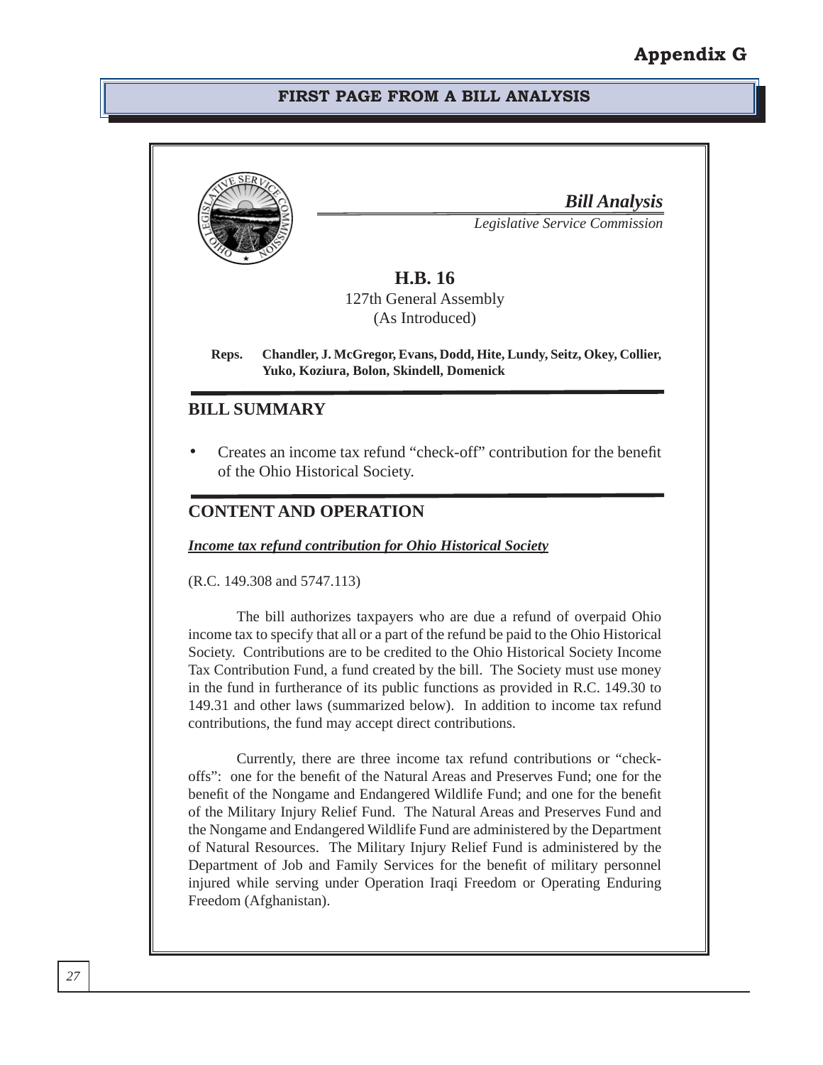# Appendix G

## FIRST PAGE FROM A BILL ANALYSIS

*Bill Analysis*

*Legislative Service Commission*

**H.B. 16**

127th General Assembly

(As Introduced)

**Reps. Chandler, J. McGregor, Evans, Dodd, Hite, Lundy, Seitz, Okey, Collier, Yuko, Koziura, Bolon, Skindell, Domenick**

## BILL SUMMARY

- Creates an income tax refund "check-off" contribution for the benefit of the Ohio Historical Society.

## CONTENT AND OPERATION

***<u>Income tax refund contribution for Ohio Historical Society</u>***

(R.C. 149.308 and 5747.113)

The bill authorizes taxpayers who are due a refund of overpaid Ohio income tax to specify that all or a part of the refund be paid to the Ohio Historical Society. Contributions are to be credited to the Ohio Historical Society Income Tax Contribution Fund, a fund created by the bill. The Society must use money in the fund in furtherance of its public functions as provided in R.C. 149.30 to 149.31 and other laws (summarized below). In addition to income tax refund contributions, the fund may accept direct contributions.

Currently, there are three income tax refund contributions or "check-offs": one for the benefit of the Natural Areas and Preserves Fund; one for the benefit of the Nongame and Endangered Wildlife Fund; and one for the benefit of the Military Injury Relief Fund. The Natural Areas and Preserves Fund and the Nongame and Endangered Wildlife Fund are administered by the Department of Natural Resources. The Military Injury Relief Fund is administered by the Department of Job and Family Services for the benefit of military personnel injured while serving under Operation Iraqi Freedom or Operating Enduring Freedom (Afghanistan).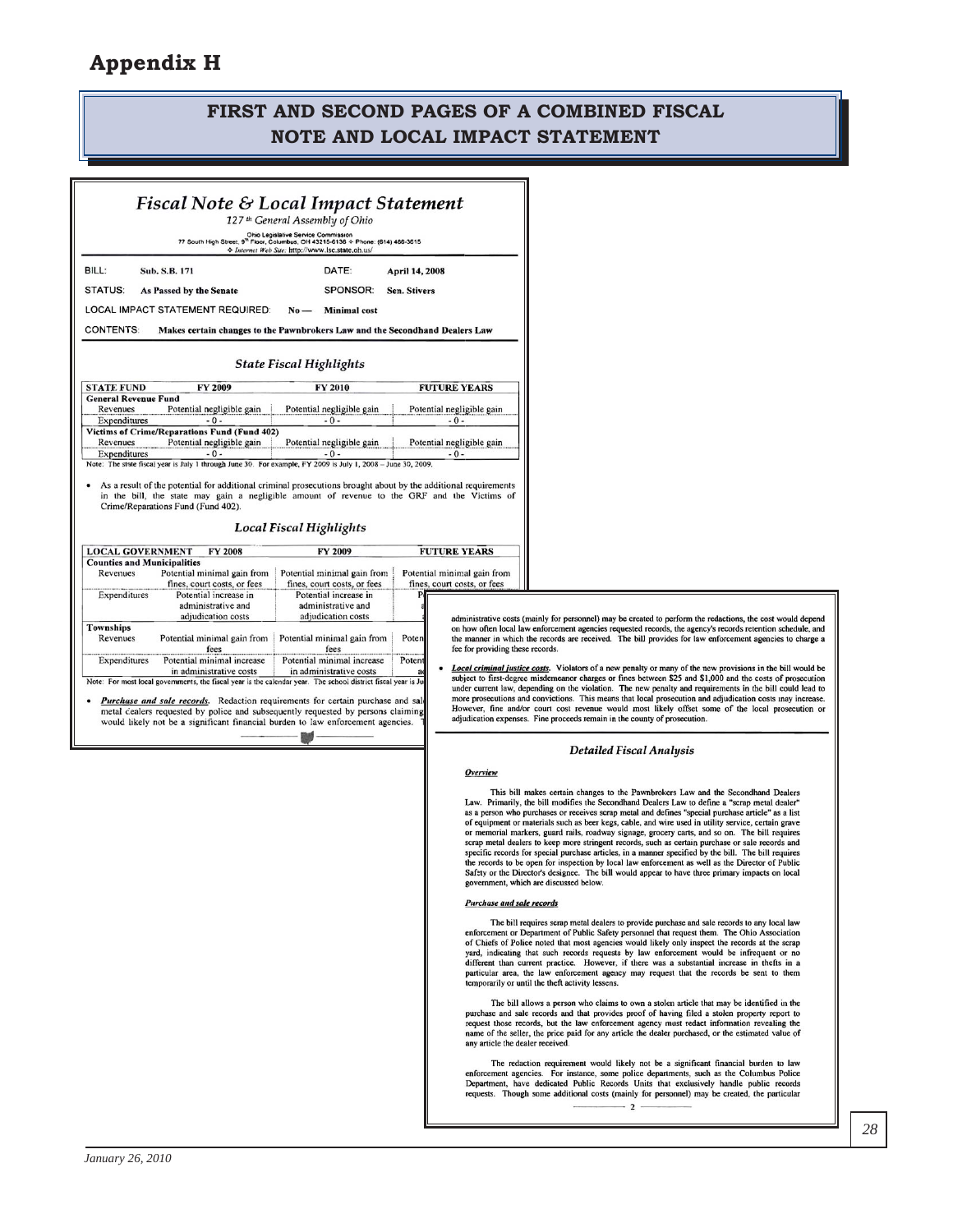# Appendix H

## FIRST AND SECOND PAGES OF A COMBINED FISCAL NOTE AND LOCAL IMPACT STATEMENT

### *Fiscal Note & Local Impact Statement*

*127th General Assembly of Ohio*

Ohio Legislative Service Commission
77 South High Street, 9th Floor, Columbus, OH 43215-6136 ✧ Phone: (614) 466-3615
✧ *Internet Web Site*: http://www.lsc.state.oh.us/

BILL: **Sub. S.B. 171** DATE: **April 14, 2008**

STATUS: **As Passed by the Senate** SPONSOR: **Sen. Stivers**

LOCAL IMPACT STATEMENT REQUIRED: **No — Minimal cost**

CONTENTS: **Makes certain changes to the Pawnbrokers Law and the Secondhand Dealers Law**

#### *State Fiscal Highlights*

| STATE FUND | FY 2009 | FY 2010 | FUTURE YEARS |
|---|---|---|---|
| **General Revenue Fund** | | | |
| Revenues | Potential negligible gain | Potential negligible gain | Potential negligible gain |
| Expenditures | - 0 - | - 0 - | - 0 - |
| **Victims of Crime/Reparations Fund (Fund 402)** | | | |
| Revenues | Potential negligible gain | Potential negligible gain | Potential negligible gain |
| Expenditures | - 0 - | - 0 - | - 0 - |

Note: The state fiscal year is July 1 through June 30. For example, FY 2009 is July 1, 2008 – June 30, 2009.

- As a result of the potential for additional criminal prosecutions brought about by the additional requirements in the bill, the state may gain a negligible amount of revenue to the GRF and the Victims of Crime/Reparations Fund (Fund 402).

#### *Local Fiscal Highlights*

| LOCAL GOVERNMENT | FY 2008 | FY 2009 | FUTURE YEARS |
|---|---|---|---|
| **Counties and Municipalities** | | | |
| Revenues | Potential minimal gain from fines, court costs, or fees | Potential minimal gain from fines, court costs, or fees | Potential minimal gain from fines, court costs, or fees |
| Expenditures | Potential increase in administrative and adjudication costs | Potential increase in administrative and adjudication costs | P... |
| **Townships** | | | |
| Revenues | Potential minimal gain from fees | Potential minimal gain from fees | Poten... |
| Expenditures | Potential minimal increase in administrative costs | Potential minimal increase in administrative costs | Potent... |

Note: For most local governments, the fiscal year is the calendar year. The school district fiscal year is Ju...

- ***Purchase and sale records.*** Redaction requirements for certain purchase and sal... metal dealers requested by police and subsequently requested by persons claiming... would likely not be a significant financial burden to law enforcement agencies. ...

---

administrative costs (mainly for personnel) may be created to perform the redactions, the cost would depend on how often local law enforcement agencies requested records, the agency's records retention schedule, and the manner in which the records are received. The bill provides for law enforcement agencies to charge a fee for providing these records.

- ***Local criminal justice costs.*** Violators of a new penalty or many of the new provisions in the bill would be subject to first-degree misdemeanor charges or fines between $25 and $1,000 and the costs of prosecution under current law, depending on the violation. The new penalty and requirements in the bill could lead to more prosecutions and convictions. This means that local prosecution and adjudication costs may increase. However, fine and/or court cost revenue would most likely offset some of the local prosecution or adjudication expenses. Fine proceeds remain in the county of prosecution.

#### *Detailed Fiscal Analysis*

***Overview***

This bill makes certain changes to the Pawnbrokers Law and the Secondhand Dealers Law. Primarily, the bill modifies the Secondhand Dealers Law to define a "scrap metal dealer" as a person who purchases or receives scrap metal and defines "special purchase article" as a list of equipment or materials such as beer kegs, cable, and wire used in utility service, certain grave or memorial markers, guard rails, roadway signage, grocery carts, and so on. The bill requires scrap metal dealers to keep more stringent records, such as certain purchase or sale records and specific records for special purchase articles, in a manner specified by the bill. The bill requires the records to be open for inspection by local law enforcement as well as the Director of Public Safety or the Director's designee. The bill would appear to have three primary impacts on local government, which are discussed below.

***Purchase and sale records***

The bill requires scrap metal dealers to provide purchase and sale records to any local law enforcement or Department of Public Safety personnel that request them. The Ohio Association of Chiefs of Police noted that most agencies would likely only inspect the records at the scrap yard, indicating that such records requests by law enforcement would be infrequent or no different than current practice. However, if there was a substantial increase in thefts in a particular area, the law enforcement agency may request that the records be sent to them temporarily or until the theft activity lessens.

The bill allows a person who claims to own a stolen article that may be identified in the purchase and sale records and that provides proof of having filed a stolen property report to request those records, but the law enforcement agency must redact information revealing the name of the seller, the price paid for any article the dealer purchased, or the estimated value of any article the dealer received.

The redaction requirement would likely not be a significant financial burden to law enforcement agencies. For instance, some police departments, such as the Columbus Police Department, have dedicated Public Records Units that exclusively handle public records requests. Though some additional costs (mainly for personnel) may be created, the particular

January 26, 2010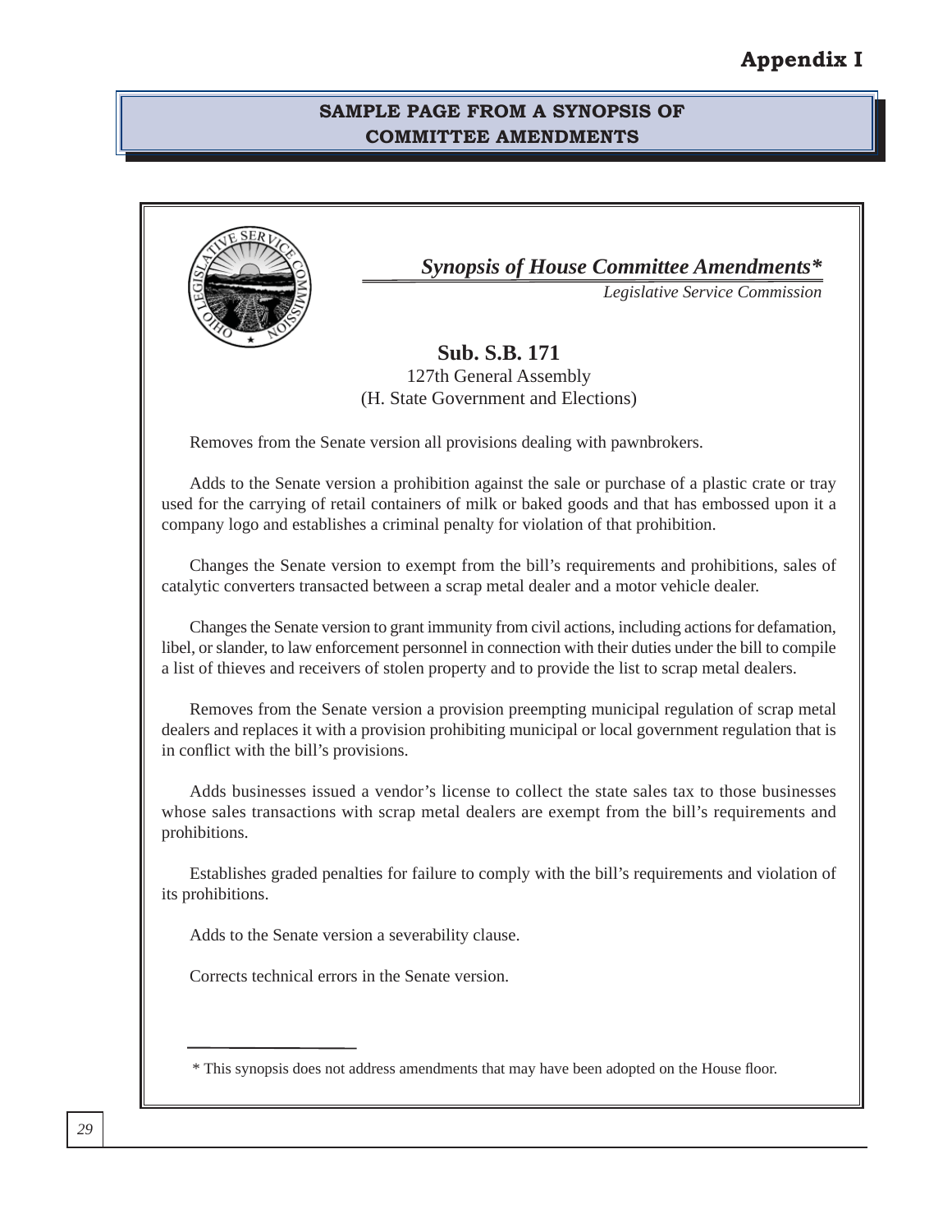# Appendix I

## SAMPLE PAGE FROM A SYNOPSIS OF COMMITTEE AMENDMENTS

***Synopsis of House Committee Amendments****

*Legislative Service Commission*

**Sub. S.B. 171**

127th General Assembly

(H. State Government and Elections)

Removes from the Senate version all provisions dealing with pawnbrokers.

Adds to the Senate version a prohibition against the sale or purchase of a plastic crate or tray used for the carrying of retail containers of milk or baked goods and that has embossed upon it a company logo and establishes a criminal penalty for violation of that prohibition.

Changes the Senate version to exempt from the bill's requirements and prohibitions, sales of catalytic converters transacted between a scrap metal dealer and a motor vehicle dealer.

Changes the Senate version to grant immunity from civil actions, including actions for defamation, libel, or slander, to law enforcement personnel in connection with their duties under the bill to compile a list of thieves and receivers of stolen property and to provide the list to scrap metal dealers.

Removes from the Senate version a provision preempting municipal regulation of scrap metal dealers and replaces it with a provision prohibiting municipal or local government regulation that is in conflict with the bill's provisions.

Adds businesses issued a vendor's license to collect the state sales tax to those businesses whose sales transactions with scrap metal dealers are exempt from the bill's requirements and prohibitions.

Establishes graded penalties for failure to comply with the bill's requirements and violation of its prohibitions.

Adds to the Senate version a severability clause.

Corrects technical errors in the Senate version.

---

* This synopsis does not address amendments that may have been adopted on the House floor.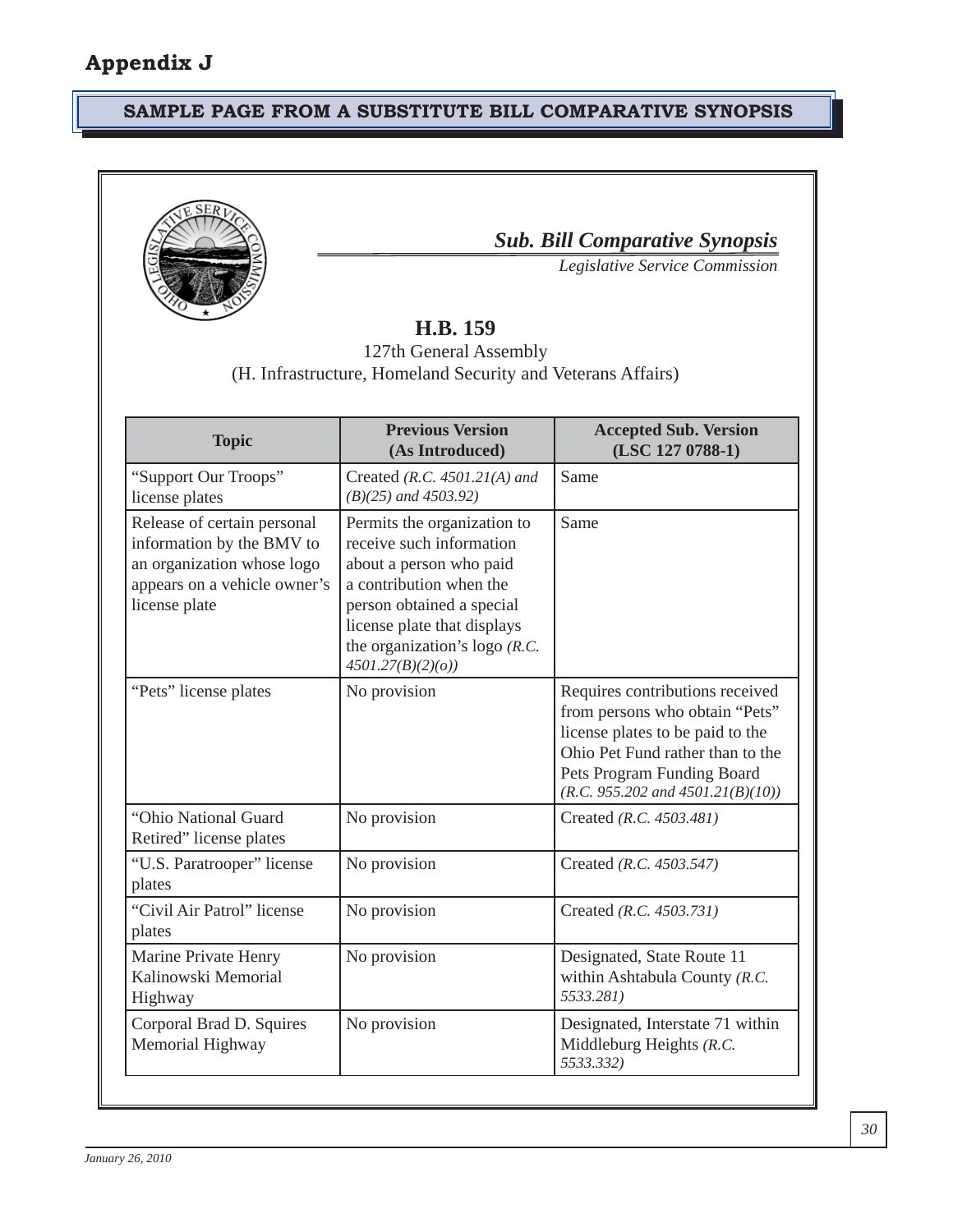# Appendix J

## SAMPLE PAGE FROM A SUBSTITUTE BILL COMPARATIVE SYNOPSIS

***Sub. Bill Comparative Synopsis***

*Legislative Service Commission*

**H.B. 159**

127th General Assembly

(H. Infrastructure, Homeland Security and Veterans Affairs)

| Topic | Previous Version (As Introduced) | Accepted Sub. Version (LSC 127 0788-1) |
|---|---|---|
| "Support Our Troops" license plates | Created *(R.C. 4501.21(A) and (B)(25) and 4503.92)* | Same |
| Release of certain personal information by the BMV to an organization whose logo appears on a vehicle owner's license plate | Permits the organization to receive such information about a person who paid a contribution when the person obtained a special license plate that displays the organization's logo *(R.C. 4501.27(B)(2)(o))* | Same |
| "Pets" license plates | No provision | Requires contributions received from persons who obtain "Pets" license plates to be paid to the Ohio Pet Fund rather than to the Pets Program Funding Board *(R.C. 955.202 and 4501.21(B)(10))* |
| "Ohio National Guard Retired" license plates | No provision | Created *(R.C. 4503.481)* |
| "U.S. Paratrooper" license plates | No provision | Created *(R.C. 4503.547)* |
| "Civil Air Patrol" license plates | No provision | Created *(R.C. 4503.731)* |
| Marine Private Henry Kalinowski Memorial Highway | No provision | Designated, State Route 11 within Ashtabula County *(R.C. 5533.281)* |
| Corporal Brad D. Squires Memorial Highway | No provision | Designated, Interstate 71 within Middleburg Heights *(R.C. 5533.332)* |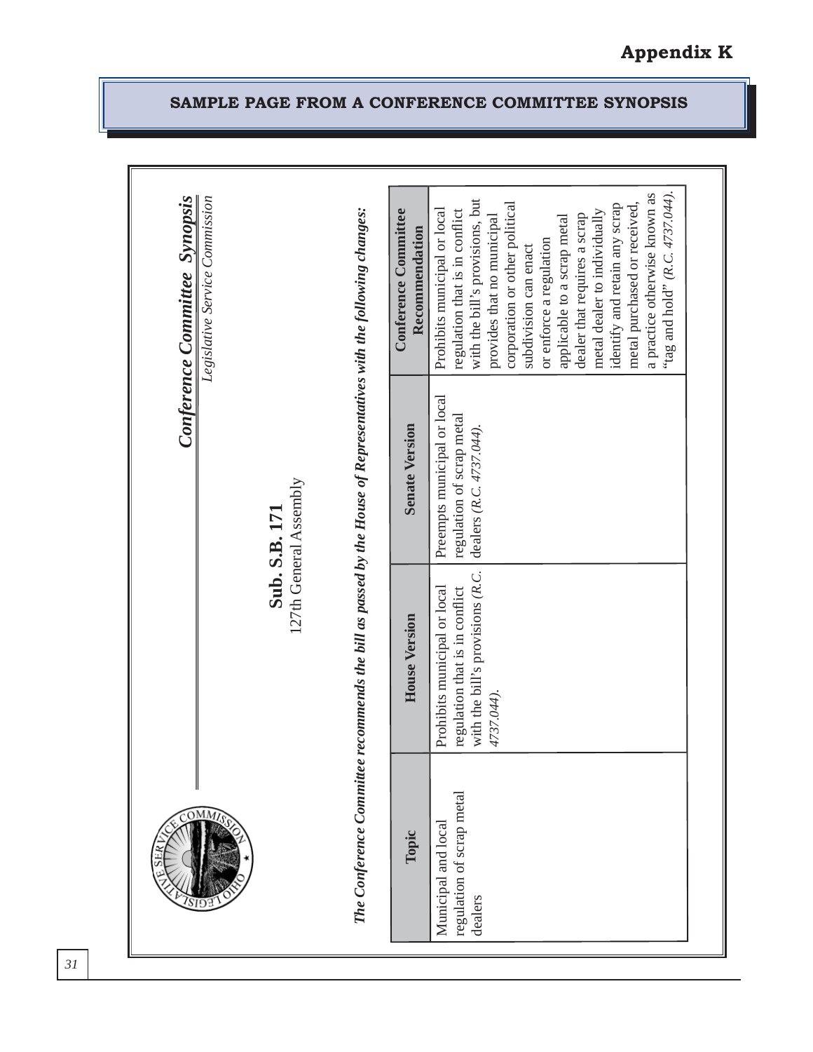## Appendix K

### SAMPLE PAGE FROM A CONFERENCE COMMITTEE SYNOPSIS

*Conference Committee Synopsis*

*Legislative Service Commission*

**Sub. S.B. 171**

127th General Assembly

***The Conference Committee recommends the bill as passed by the House of Representatives with the following changes:***

| Topic | House Version | Senate Version | Conference Committee Recommendation |
|---|---|---|---|
| Municipal and local regulation of scrap metal dealers | Prohibits municipal or local regulation that is in conflict with the bill's provisions (*R.C. 4737.044*). | Preempts municipal or local regulation of scrap metal dealers (*R.C. 4737.044*). | Prohibits municipal or local regulation that is in conflict with the bill's provisions, but provides that no municipal corporation or other political subdivision can enact or enforce a regulation applicable to a scrap metal dealer that requires a scrap metal dealer to individually identify and retain any scrap metal purchased or received, a practice otherwise known as "tag and hold" (*R.C. 4737.044*). |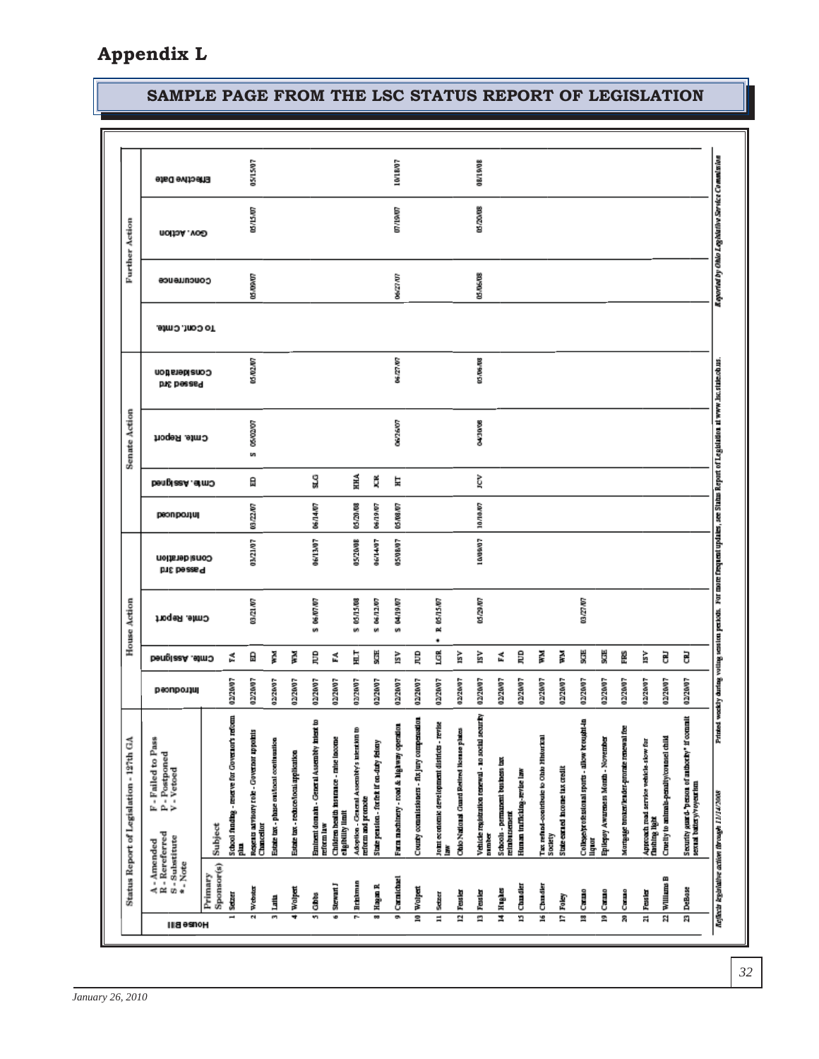# Appendix L

## SAMPLE PAGE FROM THE LSC STATUS REPORT OF LEGISLATION

**Status Report of Legislation - 127th GA**

A - Amended
R - Rereferred
S - Substitute
* - Note

F - Failed to Pass
P - Postponed
V - Vetoed

| House Bill | Primary Sponsor(s) | Subject | House Action: Introduced | House Action: Cmte. Assigned | House Action: Cmte. Report | House Action: Passed 3rd Consideration | Senate Action: Introduced | Senate Action: Cmte. Assigned | Senate Action: Cmte. Report | Senate Action: Passed 3rd Consideration | Further Action: To Conf. Cmte. | Further Action: Concurrence | Further Action: Gov. Action | Further Action: Effective Date |
|---|---|---|---|---|---|---|---|---|---|---|---|---|---|---|
| 1 | Setzer | School funding - reserve for Governor's reform plan | 02/20/07 | FA | | | | | | | | | | |
| 2 | Webster | Regents advisory role - Governor appoints Chancellor | 02/20/07 | ED | 03/21/07 | 03/21/07 | 03/22/07 | ED | S 05/02/07 | 05/02/07 | | 05/09/07 | 05/15/07 | 05/15/07 |
| 3 | Latta | Estate tax - phase out/local continuation | 02/20/07 | WM | | | | | | | | | | |
| 4 | Wolpert | Estate tax - reduce/local application | 02/20/07 | WM | | | | | | | | | | |
| 5 | Gibbs | Eminent domain - General Assembly intent to reform law | 02/20/07 | JUD | S 06/07/07 | 06/13/07 | 06/14/07 | SLG | | | | | | |
| 6 | Stewart J | Children health insurance - raise income eligibility limit | 02/20/07 | FA | | | | | | | | | | |
| 7 | Brinkman | Adoption - General Assembly's intention to reform and promote | 02/20/07 | HLT | S 05/15/08 | 05/20/08 | 05/20/08 | HHA | | | | | | |
| 8 | Hagan R | State pension - forfeit if on-duty felony | 02/20/07 | SGE | S 06/12/07 | 06/14/07 | 06/19/07 | JCR | | | | | | |
| 9 | Carmichael | Farm machinery - road & highway operation | 02/20/07 | ISV | S 04/19/07 | 05/08/07 | 05/08/07 | HT | 06/26/07 | 06/27/07 | | 06/27/07 | 07/10/07 | 10/10/07 |
| 10 | Wolpert | County commissioners - fix jury compensation | 02/20/07 | JUD | | | | | | | | | | |
| 11 | Setzer | Joint economic development districts - revise law | 02/20/07 | LGR | * R 05/15/07 | | | | | | | | | |
| 12 | Fessler | Ohio National Guard Retired license plates | 02/20/07 | ISV | | | | | | | | | | |
| 13 | Fessler | Vehicle registration renewal - no social security number | 02/20/07 | ISV | 05/29/07 | 10/09/07 | 10/10/07 | JCV | 04/30/08 | 05/06/08 | | 05/06/08 | 05/20/08 | 08/19/08 |
| 14 | Hughes | Schools - permanent business tax reimbursement | 02/20/07 | FA | | | | | | | | | | |
| 15 | Chandler | Human trafficking - revise law | 02/20/07 | JUD | | | | | | | | | | |
| 16 | Chandler | Tax refund - contribute to Ohio Historical Society | 02/20/07 | WM | | | | | | | | | | |
| 17 | Foley | State earned income tax credit | 02/20/07 | WM | | | | | | | | | | |
| 18 | Carano | College/professional sports - allow brought-in liquor | 02/20/07 | SGE | 03/27/07 | | | | | | | | | |
| 19 | Carano | Epilepsy Awareness Month - November | 02/20/07 | SGE | | | | | | | | | | |
| 20 | Carano | Mortgage broker/lender-promote renewal fee | 02/20/07 | FIS | | | | | | | | | | |
| 21 | Fessler | Approach road service vehicle-slow for flashing light | 02/20/07 | ISV | | | | | | | | | | |
| 22 | Williams B | Cruelty to animals-penalty/counsel child | 02/20/07 | CJ | | | | | | | | | | |
| 23 | DeBose | Security guard - "person of authority" if commit sexual battery/voyeurism | 02/20/07 | CJ | | | | | | | | | | |

*Reflects legislative action through 11/14/2008* Printed weekly during voting session periods. For more frequent updates, see Status Report of Legislation at www.lsc.state.oh.us. *Reported by Ohio Legislative Service Commission*